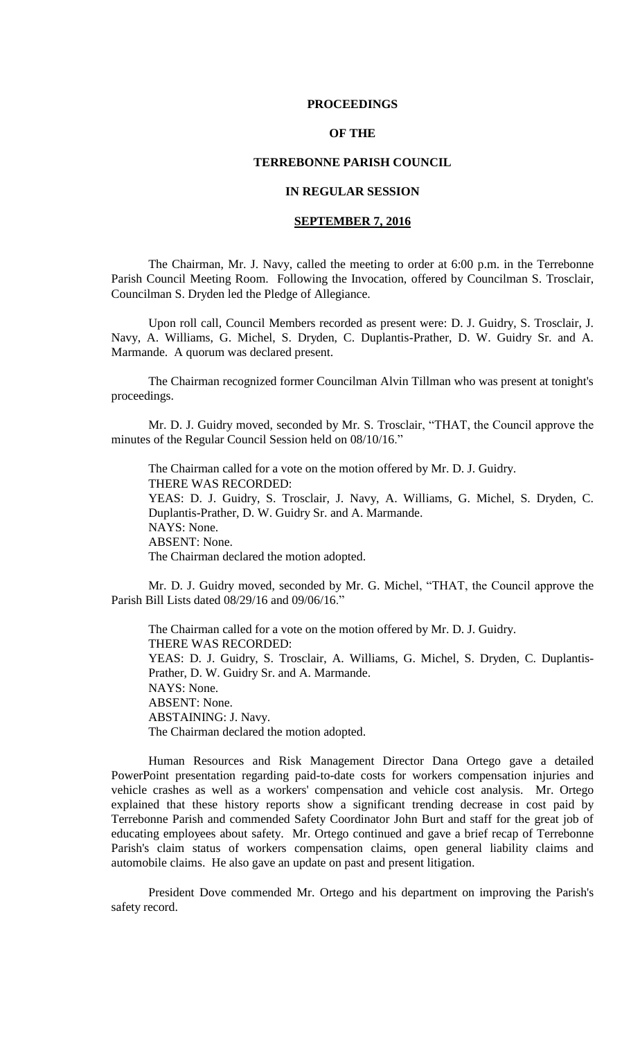# PROCEEDINGS

# OF THE

# TERREBONNE PARISH COUNCIL

# IN REGULAR SESSION

# SEPTEMBER 7, 2016

The Chairman, Mr. J. Navy, called the meeting to order at 6:00 p.m. in the Terrebonne Parish Council Meeting Room. Following the Invocation, offered by Councilman S. Trosclair, Councilman S. Dryden led the Pledge of Allegiance.

Upon roll call, Council Members recorded as present were: D. J. Guidry, S. Trosclair, J. Navy, A. Williams, G. Michel, S. Dryden, C. Duplantis-Prather, D. W. Guidry Sr. and A. Marmande. A quorum was declared present.

The Chairman recognized former Councilman Alvin Tillman who was present at tonight's proceedings.

Mr. D. J. Guidry moved, seconded by Mr. S. Trosclair, "THAT, the Council approve the minutes of the Regular Council Session held on 08/10/16."

The Chairman called for a vote on the motion offered by Mr. D. J. Guidry.
THERE WAS RECORDED:
YEAS: D. J. Guidry, S. Trosclair, J. Navy, A. Williams, G. Michel, S. Dryden, C. Duplantis-Prather, D. W. Guidry Sr. and A. Marmande.
NAYS: None.
ABSENT: None.
The Chairman declared the motion adopted.

Mr. D. J. Guidry moved, seconded by Mr. G. Michel, "THAT, the Council approve the Parish Bill Lists dated 08/29/16 and 09/06/16."

The Chairman called for a vote on the motion offered by Mr. D. J. Guidry.
THERE WAS RECORDED:
YEAS: D. J. Guidry, S. Trosclair, A. Williams, G. Michel, S. Dryden, C. Duplantis-Prather, D. W. Guidry Sr. and A. Marmande.
NAYS: None.
ABSENT: None.
ABSTAINING: J. Navy.
The Chairman declared the motion adopted.

Human Resources and Risk Management Director Dana Ortego gave a detailed PowerPoint presentation regarding paid-to-date costs for workers compensation injuries and vehicle crashes as well as a workers' compensation and vehicle cost analysis. Mr. Ortego explained that these history reports show a significant trending decrease in cost paid by Terrebonne Parish and commended Safety Coordinator John Burt and staff for the great job of educating employees about safety. Mr. Ortego continued and gave a brief recap of Terrebonne Parish's claim status of workers compensation claims, open general liability claims and automobile claims. He also gave an update on past and present litigation.

President Dove commended Mr. Ortego and his department on improving the Parish's safety record.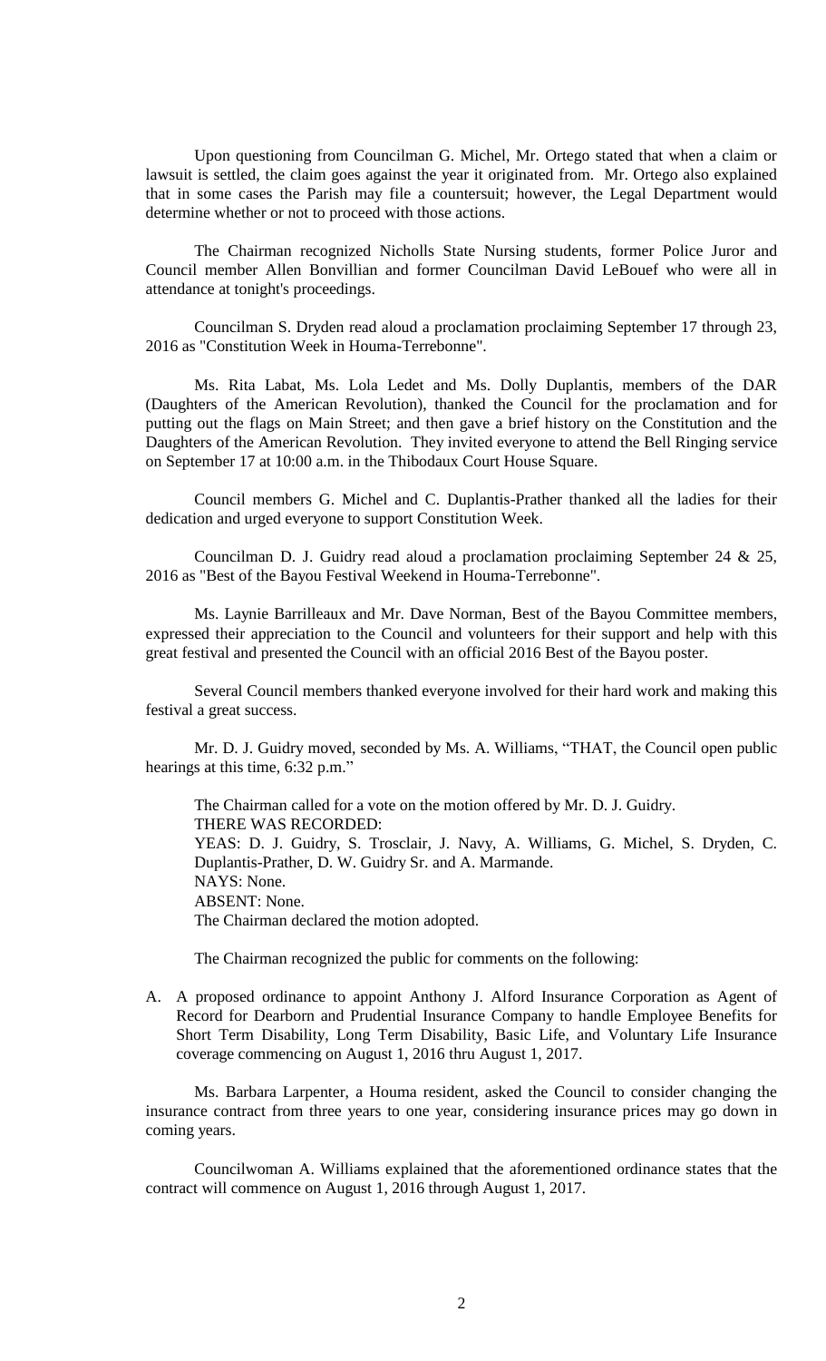Upon questioning from Councilman G. Michel, Mr. Ortego stated that when a claim or lawsuit is settled, the claim goes against the year it originated from. Mr. Ortego also explained that in some cases the Parish may file a countersuit; however, the Legal Department would determine whether or not to proceed with those actions.

The Chairman recognized Nicholls State Nursing students, former Police Juror and Council member Allen Bonvillian and former Councilman David LeBouef who were all in attendance at tonight's proceedings.

Councilman S. Dryden read aloud a proclamation proclaiming September 17 through 23, 2016 as "Constitution Week in Houma-Terrebonne".

Ms. Rita Labat, Ms. Lola Ledet and Ms. Dolly Duplantis, members of the DAR (Daughters of the American Revolution), thanked the Council for the proclamation and for putting out the flags on Main Street; and then gave a brief history on the Constitution and the Daughters of the American Revolution. They invited everyone to attend the Bell Ringing service on September 17 at 10:00 a.m. in the Thibodaux Court House Square.

Council members G. Michel and C. Duplantis-Prather thanked all the ladies for their dedication and urged everyone to support Constitution Week.

Councilman D. J. Guidry read aloud a proclamation proclaiming September 24 & 25, 2016 as "Best of the Bayou Festival Weekend in Houma-Terrebonne".

Ms. Laynie Barrilleaux and Mr. Dave Norman, Best of the Bayou Committee members, expressed their appreciation to the Council and volunteers for their support and help with this great festival and presented the Council with an official 2016 Best of the Bayou poster.

Several Council members thanked everyone involved for their hard work and making this festival a great success.

Mr. D. J. Guidry moved, seconded by Ms. A. Williams, "THAT, the Council open public hearings at this time, 6:32 p.m."

The Chairman called for a vote on the motion offered by Mr. D. J. Guidry.
THERE WAS RECORDED:
YEAS: D. J. Guidry, S. Trosclair, J. Navy, A. Williams, G. Michel, S. Dryden, C. Duplantis-Prather, D. W. Guidry Sr. and A. Marmande.
NAYS: None.
ABSENT: None.
The Chairman declared the motion adopted.

The Chairman recognized the public for comments on the following:

A. A proposed ordinance to appoint Anthony J. Alford Insurance Corporation as Agent of Record for Dearborn and Prudential Insurance Company to handle Employee Benefits for Short Term Disability, Long Term Disability, Basic Life, and Voluntary Life Insurance coverage commencing on August 1, 2016 thru August 1, 2017.

Ms. Barbara Larpenter, a Houma resident, asked the Council to consider changing the insurance contract from three years to one year, considering insurance prices may go down in coming years.

Councilwoman A. Williams explained that the aforementioned ordinance states that the contract will commence on August 1, 2016 through August 1, 2017.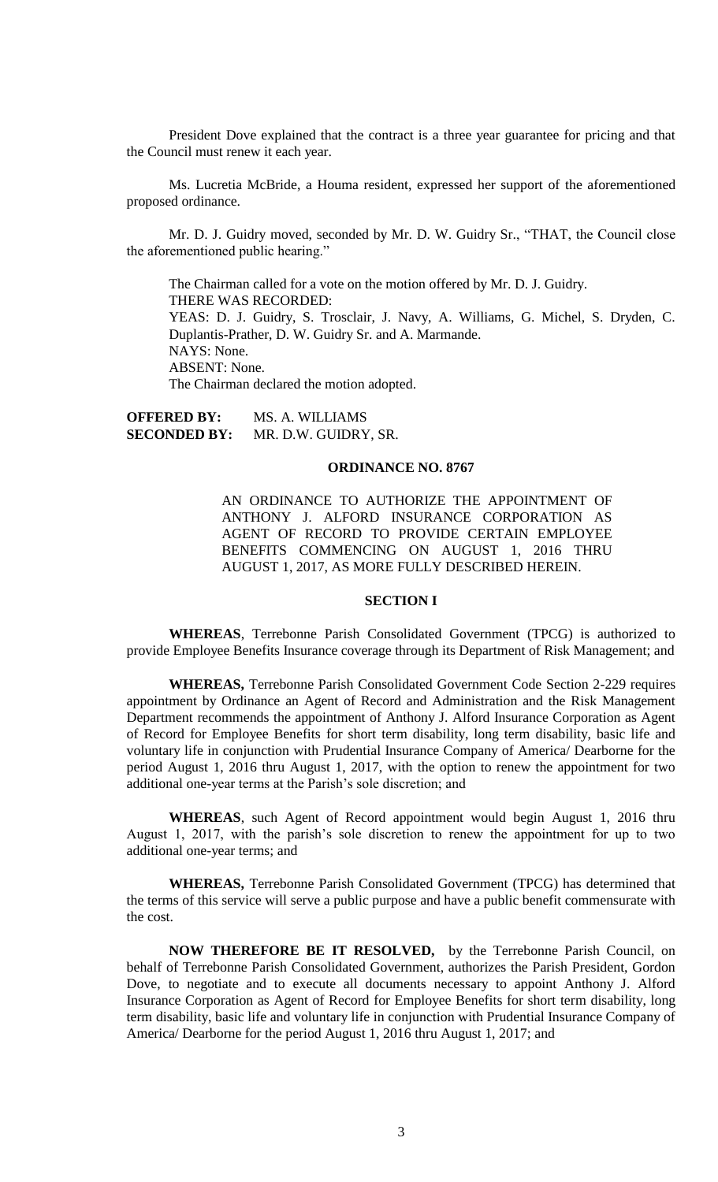President Dove explained that the contract is a three year guarantee for pricing and that the Council must renew it each year.

Ms. Lucretia McBride, a Houma resident, expressed her support of the aforementioned proposed ordinance.

Mr. D. J. Guidry moved, seconded by Mr. D. W. Guidry Sr., "THAT, the Council close the aforementioned public hearing."

The Chairman called for a vote on the motion offered by Mr. D. J. Guidry.
THERE WAS RECORDED:
YEAS: D. J. Guidry, S. Trosclair, J. Navy, A. Williams, G. Michel, S. Dryden, C. Duplantis-Prather, D. W. Guidry Sr. and A. Marmande.
NAYS: None.
ABSENT: None.
The Chairman declared the motion adopted.

**OFFERED BY:** MS. A. WILLIAMS
**SECONDED BY:** MR. D.W. GUIDRY, SR.

**ORDINANCE NO. 8767**

AN ORDINANCE TO AUTHORIZE THE APPOINTMENT OF ANTHONY J. ALFORD INSURANCE CORPORATION AS AGENT OF RECORD TO PROVIDE CERTAIN EMPLOYEE BENEFITS COMMENCING ON AUGUST 1, 2016 THRU AUGUST 1, 2017, AS MORE FULLY DESCRIBED HEREIN.

**SECTION I**

**WHEREAS**, Terrebonne Parish Consolidated Government (TPCG) is authorized to provide Employee Benefits Insurance coverage through its Department of Risk Management; and

**WHEREAS,** Terrebonne Parish Consolidated Government Code Section 2-229 requires appointment by Ordinance an Agent of Record and Administration and the Risk Management Department recommends the appointment of Anthony J. Alford Insurance Corporation as Agent of Record for Employee Benefits for short term disability, long term disability, basic life and voluntary life in conjunction with Prudential Insurance Company of America/ Dearborne for the period August 1, 2016 thru August 1, 2017, with the option to renew the appointment for two additional one-year terms at the Parish's sole discretion; and

**WHEREAS**, such Agent of Record appointment would begin August 1, 2016 thru August 1, 2017, with the parish's sole discretion to renew the appointment for up to two additional one-year terms; and

**WHEREAS,** Terrebonne Parish Consolidated Government (TPCG) has determined that the terms of this service will serve a public purpose and have a public benefit commensurate with the cost.

**NOW THEREFORE BE IT RESOLVED,** by the Terrebonne Parish Council, on behalf of Terrebonne Parish Consolidated Government, authorizes the Parish President, Gordon Dove, to negotiate and to execute all documents necessary to appoint Anthony J. Alford Insurance Corporation as Agent of Record for Employee Benefits for short term disability, long term disability, basic life and voluntary life in conjunction with Prudential Insurance Company of America/ Dearborne for the period August 1, 2016 thru August 1, 2017; and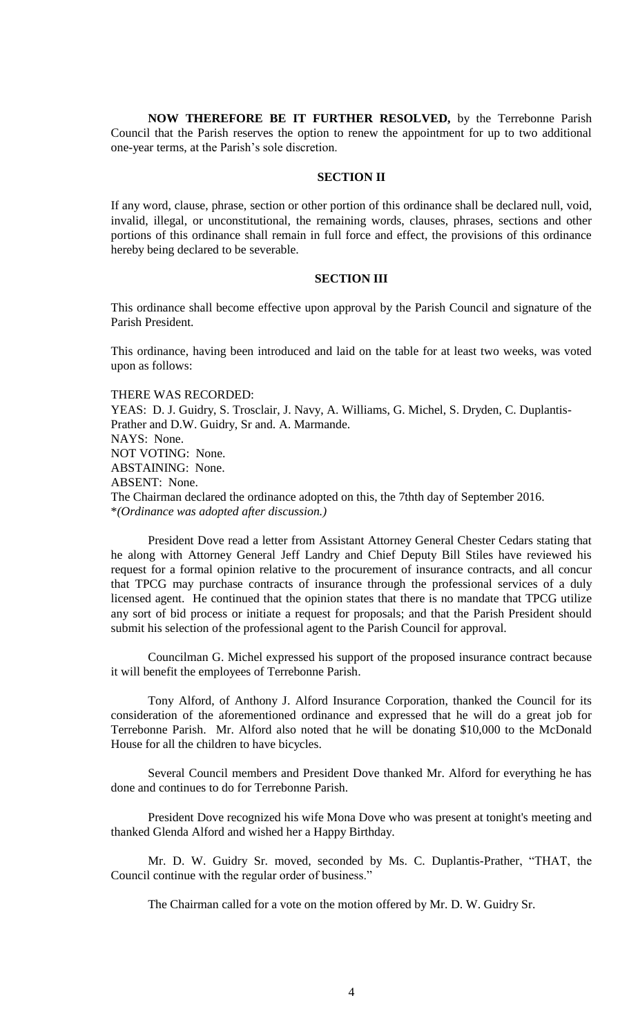**NOW THEREFORE BE IT FURTHER RESOLVED,** by the Terrebonne Parish Council that the Parish reserves the option to renew the appointment for up to two additional one-year terms, at the Parish's sole discretion.

### SECTION II

If any word, clause, phrase, section or other portion of this ordinance shall be declared null, void, invalid, illegal, or unconstitutional, the remaining words, clauses, phrases, sections and other portions of this ordinance shall remain in full force and effect, the provisions of this ordinance hereby being declared to be severable.

### SECTION III

This ordinance shall become effective upon approval by the Parish Council and signature of the Parish President.

This ordinance, having been introduced and laid on the table for at least two weeks, was voted upon as follows:

THERE WAS RECORDED:
YEAS: D. J. Guidry, S. Trosclair, J. Navy, A. Williams, G. Michel, S. Dryden, C. Duplantis-Prather and D.W. Guidry, Sr and. A. Marmande.
NAYS: None.
NOT VOTING: None.
ABSTAINING: None.
ABSENT: None.
The Chairman declared the ordinance adopted on this, the 7thth day of September 2016.
**(Ordinance was adopted after discussion.)*

President Dove read a letter from Assistant Attorney General Chester Cedars stating that he along with Attorney General Jeff Landry and Chief Deputy Bill Stiles have reviewed his request for a formal opinion relative to the procurement of insurance contracts, and all concur that TPCG may purchase contracts of insurance through the professional services of a duly licensed agent. He continued that the opinion states that there is no mandate that TPCG utilize any sort of bid process or initiate a request for proposals; and that the Parish President should submit his selection of the professional agent to the Parish Council for approval.

Councilman G. Michel expressed his support of the proposed insurance contract because it will benefit the employees of Terrebonne Parish.

Tony Alford, of Anthony J. Alford Insurance Corporation, thanked the Council for its consideration of the aforementioned ordinance and expressed that he will do a great job for Terrebonne Parish. Mr. Alford also noted that he will be donating $10,000 to the McDonald House for all the children to have bicycles.

Several Council members and President Dove thanked Mr. Alford for everything he has done and continues to do for Terrebonne Parish.

President Dove recognized his wife Mona Dove who was present at tonight's meeting and thanked Glenda Alford and wished her a Happy Birthday.

Mr. D. W. Guidry Sr. moved, seconded by Ms. C. Duplantis-Prather, "THAT, the Council continue with the regular order of business."

The Chairman called for a vote on the motion offered by Mr. D. W. Guidry Sr.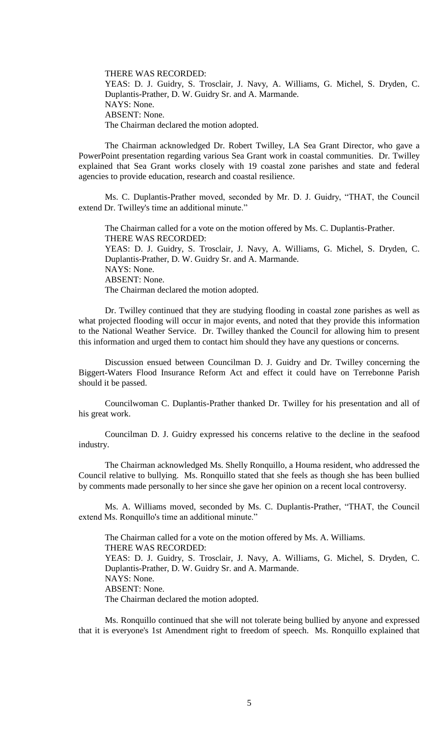THERE WAS RECORDED:
YEAS: D. J. Guidry, S. Trosclair, J. Navy, A. Williams, G. Michel, S. Dryden, C. Duplantis-Prather, D. W. Guidry Sr. and A. Marmande.
NAYS: None.
ABSENT: None.
The Chairman declared the motion adopted.

The Chairman acknowledged Dr. Robert Twilley, LA Sea Grant Director, who gave a PowerPoint presentation regarding various Sea Grant work in coastal communities. Dr. Twilley explained that Sea Grant works closely with 19 coastal zone parishes and state and federal agencies to provide education, research and coastal resilience.

Ms. C. Duplantis-Prather moved, seconded by Mr. D. J. Guidry, "THAT, the Council extend Dr. Twilley's time an additional minute."

The Chairman called for a vote on the motion offered by Ms. C. Duplantis-Prather.
THERE WAS RECORDED:
YEAS: D. J. Guidry, S. Trosclair, J. Navy, A. Williams, G. Michel, S. Dryden, C. Duplantis-Prather, D. W. Guidry Sr. and A. Marmande.
NAYS: None.
ABSENT: None.
The Chairman declared the motion adopted.

Dr. Twilley continued that they are studying flooding in coastal zone parishes as well as what projected flooding will occur in major events, and noted that they provide this information to the National Weather Service. Dr. Twilley thanked the Council for allowing him to present this information and urged them to contact him should they have any questions or concerns.

Discussion ensued between Councilman D. J. Guidry and Dr. Twilley concerning the Biggert-Waters Flood Insurance Reform Act and effect it could have on Terrebonne Parish should it be passed.

Councilwoman C. Duplantis-Prather thanked Dr. Twilley for his presentation and all of his great work.

Councilman D. J. Guidry expressed his concerns relative to the decline in the seafood industry.

The Chairman acknowledged Ms. Shelly Ronquillo, a Houma resident, who addressed the Council relative to bullying. Ms. Ronquillo stated that she feels as though she has been bullied by comments made personally to her since she gave her opinion on a recent local controversy.

Ms. A. Williams moved, seconded by Ms. C. Duplantis-Prather, "THAT, the Council extend Ms. Ronquillo's time an additional minute."

The Chairman called for a vote on the motion offered by Ms. A. Williams.
THERE WAS RECORDED:
YEAS: D. J. Guidry, S. Trosclair, J. Navy, A. Williams, G. Michel, S. Dryden, C. Duplantis-Prather, D. W. Guidry Sr. and A. Marmande.
NAYS: None.
ABSENT: None.
The Chairman declared the motion adopted.

Ms. Ronquillo continued that she will not tolerate being bullied by anyone and expressed that it is everyone's 1st Amendment right to freedom of speech. Ms. Ronquillo explained that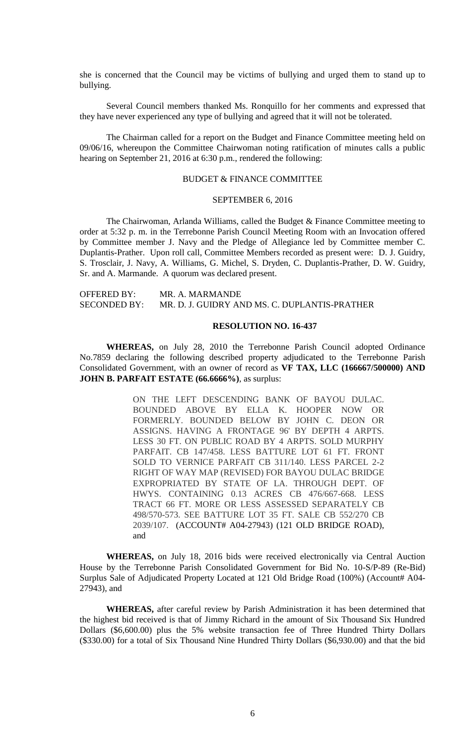she is concerned that the Council may be victims of bullying and urged them to stand up to bullying.

Several Council members thanked Ms. Ronquillo for her comments and expressed that they have never experienced any type of bullying and agreed that it will not be tolerated.

The Chairman called for a report on the Budget and Finance Committee meeting held on 09/06/16, whereupon the Committee Chairwoman noting ratification of minutes calls a public hearing on September 21, 2016 at 6:30 p.m., rendered the following:

BUDGET & FINANCE COMMITTEE

SEPTEMBER 6, 2016

The Chairwoman, Arlanda Williams, called the Budget & Finance Committee meeting to order at 5:32 p. m. in the Terrebonne Parish Council Meeting Room with an Invocation offered by Committee member J. Navy and the Pledge of Allegiance led by Committee member C. Duplantis-Prather. Upon roll call, Committee Members recorded as present were: D. J. Guidry, S. Trosclair, J. Navy, A. Williams, G. Michel, S. Dryden, C. Duplantis-Prather, D. W. Guidry, Sr. and A. Marmande. A quorum was declared present.

OFFERED BY: MR. A. MARMANDE
SECONDED BY: MR. D. J. GUIDRY AND MS. C. DUPLANTIS-PRATHER

**RESOLUTION NO. 16-437**

**WHEREAS,** on July 28, 2010 the Terrebonne Parish Council adopted Ordinance No.7859 declaring the following described property adjudicated to the Terrebonne Parish Consolidated Government, with an owner of record as **VF TAX, LLC (166667/500000) AND JOHN B. PARFAIT ESTATE (66.6666%)**, as surplus:

> ON THE LEFT DESCENDING BANK OF BAYOU DULAC. BOUNDED ABOVE BY ELLA K. HOOPER NOW OR FORMERLY. BOUNDED BELOW BY JOHN C. DEON OR ASSIGNS. HAVING A FRONTAGE 96' BY DEPTH 4 ARPTS. LESS 30 FT. ON PUBLIC ROAD BY 4 ARPTS. SOLD MURPHY PARFAIT. CB 147/458. LESS BATTURE LOT 61 FT. FRONT SOLD TO VERNICE PARFAIT CB 311/140. LESS PARCEL 2-2 RIGHT OF WAY MAP (REVISED) FOR BAYOU DULAC BRIDGE EXPROPRIATED BY STATE OF LA. THROUGH DEPT. OF HWYS. CONTAINING 0.13 ACRES CB 476/667-668. LESS TRACT 66 FT. MORE OR LESS ASSESSED SEPARATELY CB 498/570-573. SEE BATTURE LOT 35 FT. SALE CB 552/270 CB 2039/107. (ACCOUNT# A04-27943) (121 OLD BRIDGE ROAD), and

**WHEREAS,** on July 18, 2016 bids were received electronically via Central Auction House by the Terrebonne Parish Consolidated Government for Bid No. 10-S/P-89 (Re-Bid) Surplus Sale of Adjudicated Property Located at 121 Old Bridge Road (100%) (Account# A04-27943), and

**WHEREAS,** after careful review by Parish Administration it has been determined that the highest bid received is that of Jimmy Richard in the amount of Six Thousand Six Hundred Dollars ($6,600.00) plus the 5% website transaction fee of Three Hundred Thirty Dollars ($330.00) for a total of Six Thousand Nine Hundred Thirty Dollars ($6,930.00) and that the bid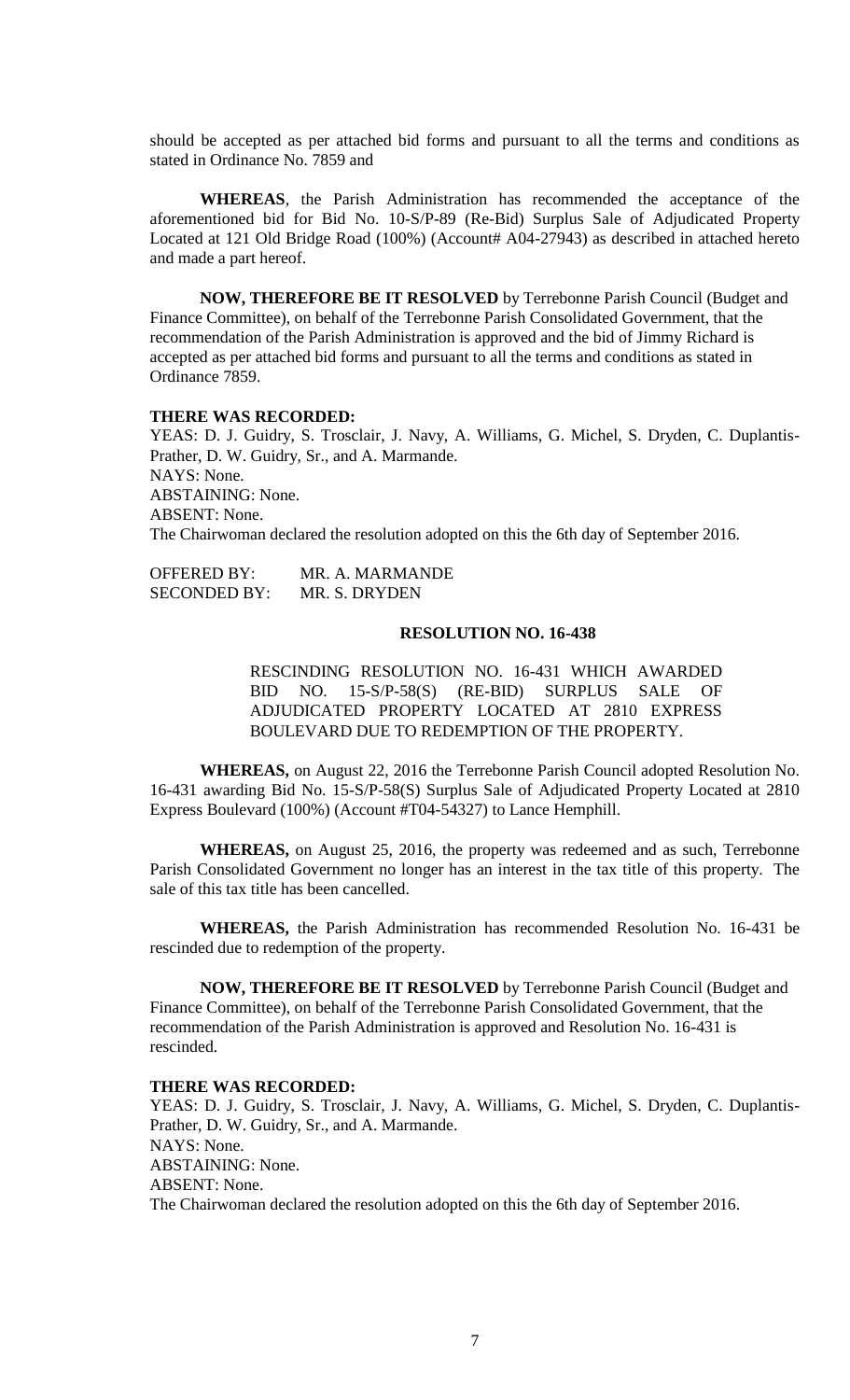should be accepted as per attached bid forms and pursuant to all the terms and conditions as stated in Ordinance No. 7859 and

**WHEREAS**, the Parish Administration has recommended the acceptance of the aforementioned bid for Bid No. 10-S/P-89 (Re-Bid) Surplus Sale of Adjudicated Property Located at 121 Old Bridge Road (100%) (Account# A04-27943) as described in attached hereto and made a part hereof.

**NOW, THEREFORE BE IT RESOLVED** by Terrebonne Parish Council (Budget and Finance Committee), on behalf of the Terrebonne Parish Consolidated Government, that the recommendation of the Parish Administration is approved and the bid of Jimmy Richard is accepted as per attached bid forms and pursuant to all the terms and conditions as stated in Ordinance 7859.

**THERE WAS RECORDED:**

YEAS: D. J. Guidry, S. Trosclair, J. Navy, A. Williams, G. Michel, S. Dryden, C. Duplantis-Prather, D. W. Guidry, Sr., and A. Marmande.
NAYS: None.
ABSTAINING: None.
ABSENT: None.
The Chairwoman declared the resolution adopted on this the 6th day of September 2016.

OFFERED BY: MR. A. MARMANDE
SECONDED BY: MR. S. DRYDEN

**RESOLUTION NO. 16-438**

RESCINDING RESOLUTION NO. 16-431 WHICH AWARDED BID NO. 15-S/P-58(S) (RE-BID) SURPLUS SALE OF ADJUDICATED PROPERTY LOCATED AT 2810 EXPRESS BOULEVARD DUE TO REDEMPTION OF THE PROPERTY.

**WHEREAS,** on August 22, 2016 the Terrebonne Parish Council adopted Resolution No. 16-431 awarding Bid No. 15-S/P-58(S) Surplus Sale of Adjudicated Property Located at 2810 Express Boulevard (100%) (Account #T04-54327) to Lance Hemphill.

**WHEREAS,** on August 25, 2016, the property was redeemed and as such, Terrebonne Parish Consolidated Government no longer has an interest in the tax title of this property. The sale of this tax title has been cancelled.

**WHEREAS,** the Parish Administration has recommended Resolution No. 16-431 be rescinded due to redemption of the property.

**NOW, THEREFORE BE IT RESOLVED** by Terrebonne Parish Council (Budget and Finance Committee), on behalf of the Terrebonne Parish Consolidated Government, that the recommendation of the Parish Administration is approved and Resolution No. 16-431 is rescinded.

**THERE WAS RECORDED:**

YEAS: D. J. Guidry, S. Trosclair, J. Navy, A. Williams, G. Michel, S. Dryden, C. Duplantis-Prather, D. W. Guidry, Sr., and A. Marmande.
NAYS: None.
ABSTAINING: None.
ABSENT: None.
The Chairwoman declared the resolution adopted on this the 6th day of September 2016.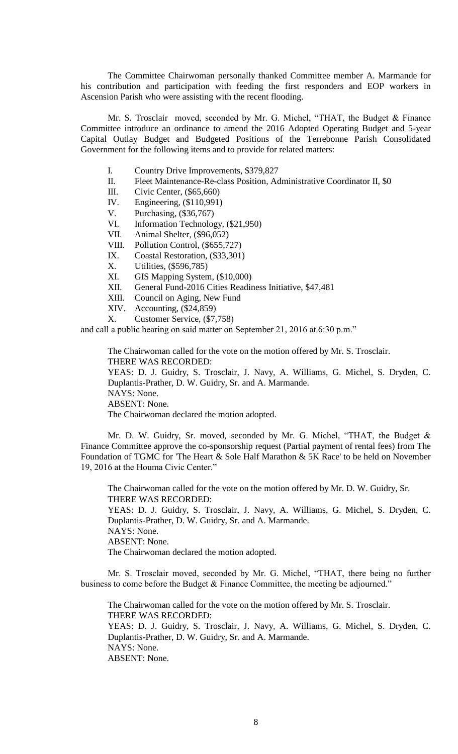The Committee Chairwoman personally thanked Committee member A. Marmande for his contribution and participation with feeding the first responders and EOP workers in Ascension Parish who were assisting with the recent flooding.

Mr. S. Trosclair moved, seconded by Mr. G. Michel, "THAT, the Budget & Finance Committee introduce an ordinance to amend the 2016 Adopted Operating Budget and 5-year Capital Outlay Budget and Budgeted Positions of the Terrebonne Parish Consolidated Government for the following items and to provide for related matters:

- I. Country Drive Improvements, $379,827
- II. Fleet Maintenance-Re-class Position, Administrative Coordinator II, $0
- III. Civic Center, ($65,660)
- IV. Engineering, ($110,991)
- V. Purchasing, ($36,767)
- VI. Information Technology, ($21,950)
- VII. Animal Shelter, ($96,052)
- VIII. Pollution Control, ($655,727)
- IX. Coastal Restoration, ($33,301)
- X. Utilities, ($596,785)
- XI. GIS Mapping System, ($10,000)
- XII. General Fund-2016 Cities Readiness Initiative, $47,481
- XIII. Council on Aging, New Fund
- XIV. Accounting, ($24,859)
- X. Customer Service, ($7,758)

and call a public hearing on said matter on September 21, 2016 at 6:30 p.m."

The Chairwoman called for the vote on the motion offered by Mr. S. Trosclair.
THERE WAS RECORDED:
YEAS: D. J. Guidry, S. Trosclair, J. Navy, A. Williams, G. Michel, S. Dryden, C. Duplantis-Prather, D. W. Guidry, Sr. and A. Marmande.
NAYS: None.
ABSENT: None.
The Chairwoman declared the motion adopted.

Mr. D. W. Guidry, Sr. moved, seconded by Mr. G. Michel, "THAT, the Budget & Finance Committee approve the co-sponsorship request (Partial payment of rental fees) from The Foundation of TGMC for 'The Heart & Sole Half Marathon & 5K Race' to be held on November 19, 2016 at the Houma Civic Center."

The Chairwoman called for the vote on the motion offered by Mr. D. W. Guidry, Sr.
THERE WAS RECORDED:
YEAS: D. J. Guidry, S. Trosclair, J. Navy, A. Williams, G. Michel, S. Dryden, C. Duplantis-Prather, D. W. Guidry, Sr. and A. Marmande.
NAYS: None.
ABSENT: None.
The Chairwoman declared the motion adopted.

Mr. S. Trosclair moved, seconded by Mr. G. Michel, "THAT, there being no further business to come before the Budget & Finance Committee, the meeting be adjourned."

The Chairwoman called for the vote on the motion offered by Mr. S. Trosclair.
THERE WAS RECORDED:
YEAS: D. J. Guidry, S. Trosclair, J. Navy, A. Williams, G. Michel, S. Dryden, C. Duplantis-Prather, D. W. Guidry, Sr. and A. Marmande.
NAYS: None.
ABSENT: None.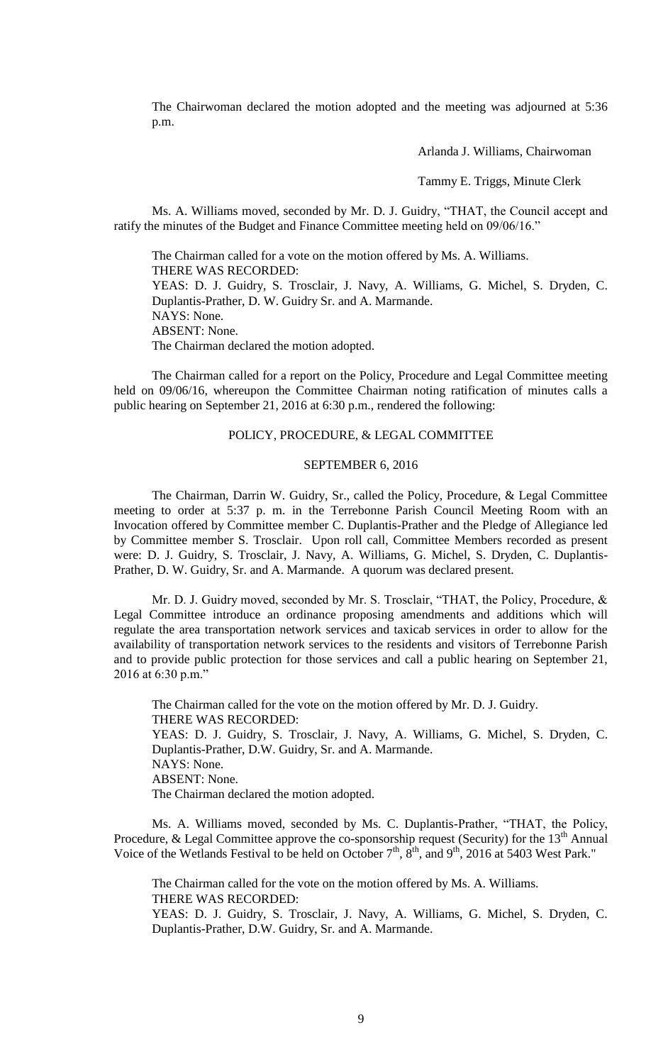The Chairwoman declared the motion adopted and the meeting was adjourned at 5:36 p.m.

Arlanda J. Williams, Chairwoman

Tammy E. Triggs, Minute Clerk

Ms. A. Williams moved, seconded by Mr. D. J. Guidry, "THAT, the Council accept and ratify the minutes of the Budget and Finance Committee meeting held on 09/06/16."

The Chairman called for a vote on the motion offered by Ms. A. Williams.
THERE WAS RECORDED:
YEAS: D. J. Guidry, S. Trosclair, J. Navy, A. Williams, G. Michel, S. Dryden, C. Duplantis-Prather, D. W. Guidry Sr. and A. Marmande.
NAYS: None.
ABSENT: None.
The Chairman declared the motion adopted.

The Chairman called for a report on the Policy, Procedure and Legal Committee meeting held on 09/06/16, whereupon the Committee Chairman noting ratification of minutes calls a public hearing on September 21, 2016 at 6:30 p.m., rendered the following:

## POLICY, PROCEDURE, & LEGAL COMMITTEE

### SEPTEMBER 6, 2016

The Chairman, Darrin W. Guidry, Sr., called the Policy, Procedure, & Legal Committee meeting to order at 5:37 p. m. in the Terrebonne Parish Council Meeting Room with an Invocation offered by Committee member C. Duplantis-Prather and the Pledge of Allegiance led by Committee member S. Trosclair. Upon roll call, Committee Members recorded as present were: D. J. Guidry, S. Trosclair, J. Navy, A. Williams, G. Michel, S. Dryden, C. Duplantis-Prather, D. W. Guidry, Sr. and A. Marmande. A quorum was declared present.

Mr. D. J. Guidry moved, seconded by Mr. S. Trosclair, "THAT, the Policy, Procedure, & Legal Committee introduce an ordinance proposing amendments and additions which will regulate the area transportation network services and taxicab services in order to allow for the availability of transportation network services to the residents and visitors of Terrebonne Parish and to provide public protection for those services and call a public hearing on September 21, 2016 at 6:30 p.m."

The Chairman called for the vote on the motion offered by Mr. D. J. Guidry.
THERE WAS RECORDED:
YEAS: D. J. Guidry, S. Trosclair, J. Navy, A. Williams, G. Michel, S. Dryden, C. Duplantis-Prather, D.W. Guidry, Sr. and A. Marmande.
NAYS: None.
ABSENT: None.
The Chairman declared the motion adopted.

Ms. A. Williams moved, seconded by Ms. C. Duplantis-Prather, "THAT, the Policy, Procedure, & Legal Committee approve the co-sponsorship request (Security) for the 13th Annual Voice of the Wetlands Festival to be held on October 7th, 8th, and 9th, 2016 at 5403 West Park."

The Chairman called for the vote on the motion offered by Ms. A. Williams.
THERE WAS RECORDED:
YEAS: D. J. Guidry, S. Trosclair, J. Navy, A. Williams, G. Michel, S. Dryden, C. Duplantis-Prather, D.W. Guidry, Sr. and A. Marmande.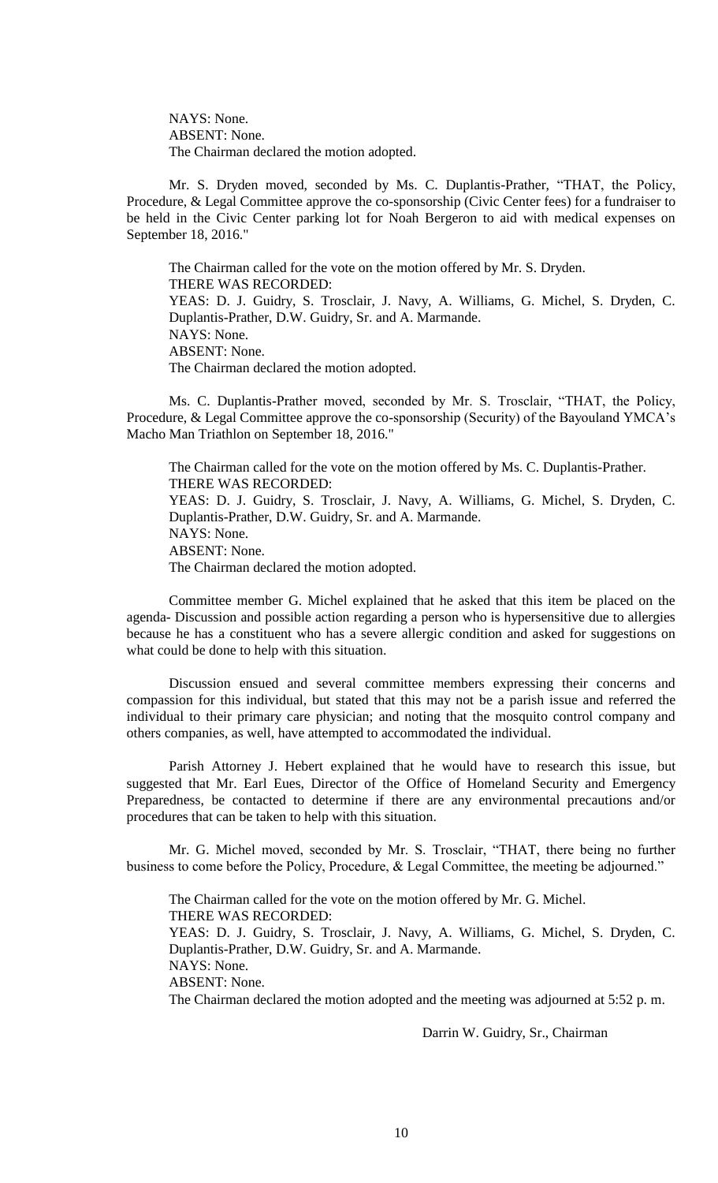NAYS: None.
ABSENT: None.
The Chairman declared the motion adopted.

Mr. S. Dryden moved, seconded by Ms. C. Duplantis-Prather, "THAT, the Policy, Procedure, & Legal Committee approve the co-sponsorship (Civic Center fees) for a fundraiser to be held in the Civic Center parking lot for Noah Bergeron to aid with medical expenses on September 18, 2016."

The Chairman called for the vote on the motion offered by Mr. S. Dryden.
THERE WAS RECORDED:
YEAS: D. J. Guidry, S. Trosclair, J. Navy, A. Williams, G. Michel, S. Dryden, C. Duplantis-Prather, D.W. Guidry, Sr. and A. Marmande.
NAYS: None.
ABSENT: None.
The Chairman declared the motion adopted.

Ms. C. Duplantis-Prather moved, seconded by Mr. S. Trosclair, "THAT, the Policy, Procedure, & Legal Committee approve the co-sponsorship (Security) of the Bayouland YMCA's Macho Man Triathlon on September 18, 2016."

The Chairman called for the vote on the motion offered by Ms. C. Duplantis-Prather.
THERE WAS RECORDED:
YEAS: D. J. Guidry, S. Trosclair, J. Navy, A. Williams, G. Michel, S. Dryden, C. Duplantis-Prather, D.W. Guidry, Sr. and A. Marmande.
NAYS: None.
ABSENT: None.
The Chairman declared the motion adopted.

Committee member G. Michel explained that he asked that this item be placed on the agenda- Discussion and possible action regarding a person who is hypersensitive due to allergies because he has a constituent who has a severe allergic condition and asked for suggestions on what could be done to help with this situation.

Discussion ensued and several committee members expressing their concerns and compassion for this individual, but stated that this may not be a parish issue and referred the individual to their primary care physician; and noting that the mosquito control company and others companies, as well, have attempted to accommodated the individual.

Parish Attorney J. Hebert explained that he would have to research this issue, but suggested that Mr. Earl Eues, Director of the Office of Homeland Security and Emergency Preparedness, be contacted to determine if there are any environmental precautions and/or procedures that can be taken to help with this situation.

Mr. G. Michel moved, seconded by Mr. S. Trosclair, "THAT, there being no further business to come before the Policy, Procedure, & Legal Committee, the meeting be adjourned."

The Chairman called for the vote on the motion offered by Mr. G. Michel.
THERE WAS RECORDED:
YEAS: D. J. Guidry, S. Trosclair, J. Navy, A. Williams, G. Michel, S. Dryden, C. Duplantis-Prather, D.W. Guidry, Sr. and A. Marmande.
NAYS: None.
ABSENT: None.
The Chairman declared the motion adopted and the meeting was adjourned at 5:52 p. m.

Darrin W. Guidry, Sr., Chairman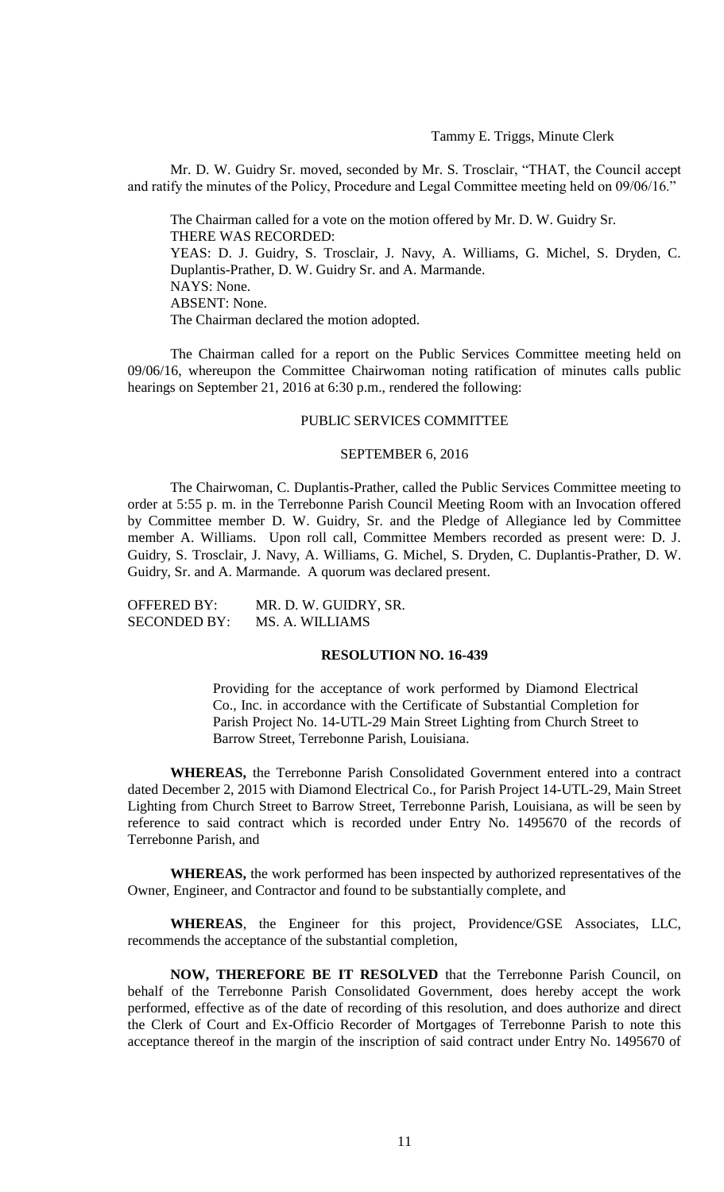Tammy E. Triggs, Minute Clerk

Mr. D. W. Guidry Sr. moved, seconded by Mr. S. Trosclair, "THAT, the Council accept and ratify the minutes of the Policy, Procedure and Legal Committee meeting held on 09/06/16."

The Chairman called for a vote on the motion offered by Mr. D. W. Guidry Sr.
THERE WAS RECORDED:
YEAS: D. J. Guidry, S. Trosclair, J. Navy, A. Williams, G. Michel, S. Dryden, C. Duplantis-Prather, D. W. Guidry Sr. and A. Marmande.
NAYS: None.
ABSENT: None.
The Chairman declared the motion adopted.

The Chairman called for a report on the Public Services Committee meeting held on 09/06/16, whereupon the Committee Chairwoman noting ratification of minutes calls public hearings on September 21, 2016 at 6:30 p.m., rendered the following:

PUBLIC SERVICES COMMITTEE

SEPTEMBER 6, 2016

The Chairwoman, C. Duplantis-Prather, called the Public Services Committee meeting to order at 5:55 p. m. in the Terrebonne Parish Council Meeting Room with an Invocation offered by Committee member D. W. Guidry, Sr. and the Pledge of Allegiance led by Committee member A. Williams. Upon roll call, Committee Members recorded as present were: D. J. Guidry, S. Trosclair, J. Navy, A. Williams, G. Michel, S. Dryden, C. Duplantis-Prather, D. W. Guidry, Sr. and A. Marmande. A quorum was declared present.

OFFERED BY: MR. D. W. GUIDRY, SR.
SECONDED BY: MS. A. WILLIAMS

**RESOLUTION NO. 16-439**

Providing for the acceptance of work performed by Diamond Electrical Co., Inc. in accordance with the Certificate of Substantial Completion for Parish Project No. 14-UTL-29 Main Street Lighting from Church Street to Barrow Street, Terrebonne Parish, Louisiana.

**WHEREAS,** the Terrebonne Parish Consolidated Government entered into a contract dated December 2, 2015 with Diamond Electrical Co., for Parish Project 14-UTL-29, Main Street Lighting from Church Street to Barrow Street, Terrebonne Parish, Louisiana, as will be seen by reference to said contract which is recorded under Entry No. 1495670 of the records of Terrebonne Parish, and

**WHEREAS,** the work performed has been inspected by authorized representatives of the Owner, Engineer, and Contractor and found to be substantially complete, and

**WHEREAS**, the Engineer for this project, Providence/GSE Associates, LLC, recommends the acceptance of the substantial completion,

**NOW, THEREFORE BE IT RESOLVED** that the Terrebonne Parish Council, on behalf of the Terrebonne Parish Consolidated Government, does hereby accept the work performed, effective as of the date of recording of this resolution, and does authorize and direct the Clerk of Court and Ex-Officio Recorder of Mortgages of Terrebonne Parish to note this acceptance thereof in the margin of the inscription of said contract under Entry No. 1495670 of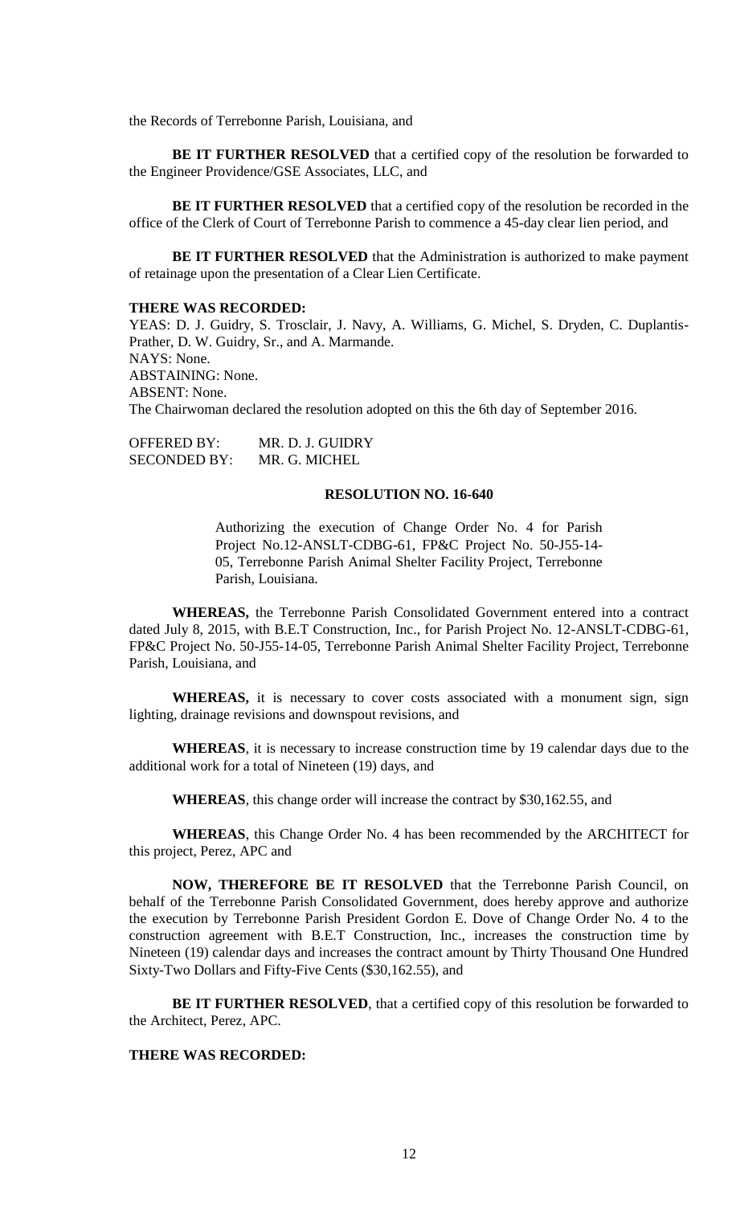the Records of Terrebonne Parish, Louisiana, and

**BE IT FURTHER RESOLVED** that a certified copy of the resolution be forwarded to the Engineer Providence/GSE Associates, LLC, and

**BE IT FURTHER RESOLVED** that a certified copy of the resolution be recorded in the office of the Clerk of Court of Terrebonne Parish to commence a 45-day clear lien period, and

**BE IT FURTHER RESOLVED** that the Administration is authorized to make payment of retainage upon the presentation of a Clear Lien Certificate.

**THERE WAS RECORDED:**

YEAS: D. J. Guidry, S. Trosclair, J. Navy, A. Williams, G. Michel, S. Dryden, C. Duplantis-Prather, D. W. Guidry, Sr., and A. Marmande.
NAYS: None.
ABSTAINING: None.
ABSENT: None.
The Chairwoman declared the resolution adopted on this the 6th day of September 2016.

OFFERED BY: MR. D. J. GUIDRY
SECONDED BY: MR. G. MICHEL

**RESOLUTION NO. 16-640**

Authorizing the execution of Change Order No. 4 for Parish Project No.12-ANSLT-CDBG-61, FP&C Project No. 50-J55-14-05, Terrebonne Parish Animal Shelter Facility Project, Terrebonne Parish, Louisiana.

**WHEREAS,** the Terrebonne Parish Consolidated Government entered into a contract dated July 8, 2015, with B.E.T Construction, Inc., for Parish Project No. 12-ANSLT-CDBG-61, FP&C Project No. 50-J55-14-05, Terrebonne Parish Animal Shelter Facility Project, Terrebonne Parish, Louisiana, and

**WHEREAS,** it is necessary to cover costs associated with a monument sign, sign lighting, drainage revisions and downspout revisions, and

**WHEREAS**, it is necessary to increase construction time by 19 calendar days due to the additional work for a total of Nineteen (19) days, and

**WHEREAS**, this change order will increase the contract by $30,162.55, and

**WHEREAS**, this Change Order No. 4 has been recommended by the ARCHITECT for this project, Perez, APC and

**NOW, THEREFORE BE IT RESOLVED** that the Terrebonne Parish Council, on behalf of the Terrebonne Parish Consolidated Government, does hereby approve and authorize the execution by Terrebonne Parish President Gordon E. Dove of Change Order No. 4 to the construction agreement with B.E.T Construction, Inc., increases the construction time by Nineteen (19) calendar days and increases the contract amount by Thirty Thousand One Hundred Sixty-Two Dollars and Fifty-Five Cents ($30,162.55), and

**BE IT FURTHER RESOLVED**, that a certified copy of this resolution be forwarded to the Architect, Perez, APC.

**THERE WAS RECORDED:**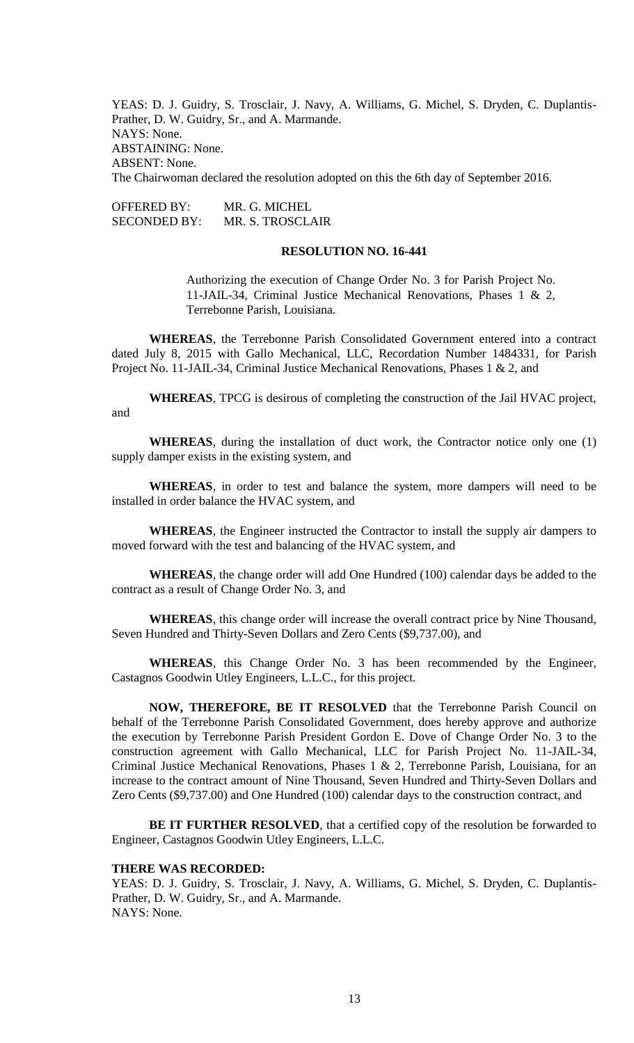YEAS: D. J. Guidry, S. Trosclair, J. Navy, A. Williams, G. Michel, S. Dryden, C. Duplantis-Prather, D. W. Guidry, Sr., and A. Marmande.
NAYS: None.
ABSTAINING: None.
ABSENT: None.
The Chairwoman declared the resolution adopted on this the 6th day of September 2016.

OFFERED BY: MR. G. MICHEL
SECONDED BY: MR. S. TROSCLAIR

**RESOLUTION NO. 16-441**

Authorizing the execution of Change Order No. 3 for Parish Project No. 11-JAIL-34, Criminal Justice Mechanical Renovations, Phases 1 & 2, Terrebonne Parish, Louisiana.

**WHEREAS**, the Terrebonne Parish Consolidated Government entered into a contract dated July 8, 2015 with Gallo Mechanical, LLC, Recordation Number 1484331, for Parish Project No. 11-JAIL-34, Criminal Justice Mechanical Renovations, Phases 1 & 2, and

**WHEREAS**, TPCG is desirous of completing the construction of the Jail HVAC project, and

**WHEREAS**, during the installation of duct work, the Contractor notice only one (1) supply damper exists in the existing system, and

**WHEREAS**, in order to test and balance the system, more dampers will need to be installed in order balance the HVAC system, and

**WHEREAS**, the Engineer instructed the Contractor to install the supply air dampers to moved forward with the test and balancing of the HVAC system, and

**WHEREAS**, the change order will add One Hundred (100) calendar days be added to the contract as a result of Change Order No. 3, and

**WHEREAS**, this change order will increase the overall contract price by Nine Thousand, Seven Hundred and Thirty-Seven Dollars and Zero Cents ($9,737.00), and

**WHEREAS**, this Change Order No. 3 has been recommended by the Engineer, Castagnos Goodwin Utley Engineers, L.L.C., for this project.

**NOW, THEREFORE, BE IT RESOLVED** that the Terrebonne Parish Council on behalf of the Terrebonne Parish Consolidated Government, does hereby approve and authorize the execution by Terrebonne Parish President Gordon E. Dove of Change Order No. 3 to the construction agreement with Gallo Mechanical, LLC for Parish Project No. 11-JAIL-34, Criminal Justice Mechanical Renovations, Phases 1 & 2, Terrebonne Parish, Louisiana, for an increase to the contract amount of Nine Thousand, Seven Hundred and Thirty-Seven Dollars and Zero Cents ($9,737.00) and One Hundred (100) calendar days to the construction contract, and

**BE IT FURTHER RESOLVED**, that a certified copy of the resolution be forwarded to Engineer, Castagnos Goodwin Utley Engineers, L.L.C.

**THERE WAS RECORDED:**
YEAS: D. J. Guidry, S. Trosclair, J. Navy, A. Williams, G. Michel, S. Dryden, C. Duplantis-Prather, D. W. Guidry, Sr., and A. Marmande.
NAYS: None.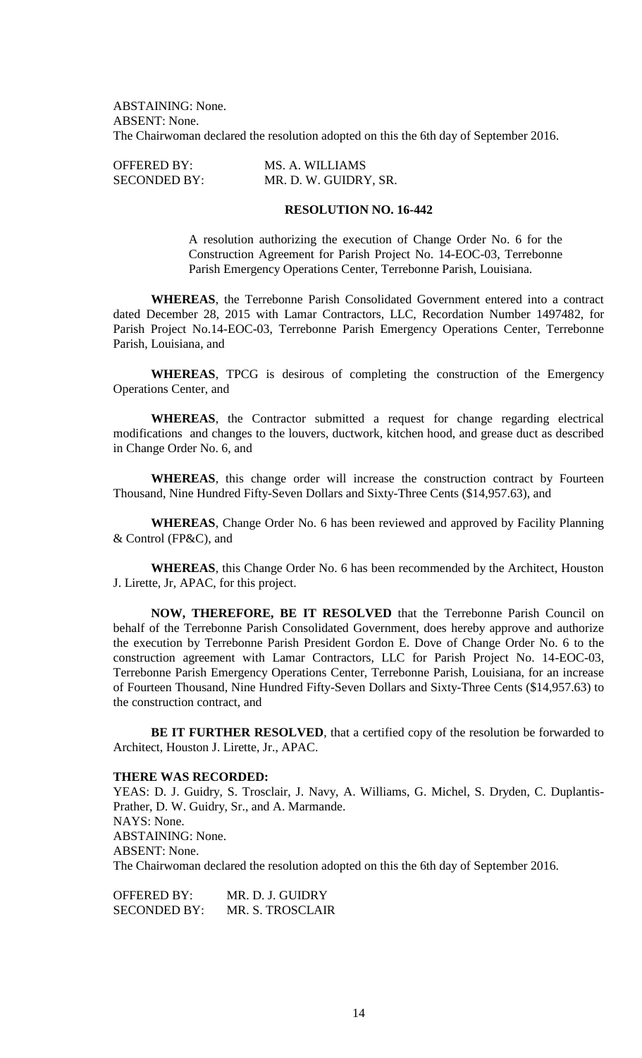ABSTAINING: None.
ABSENT: None.
The Chairwoman declared the resolution adopted on this the 6th day of September 2016.

OFFERED BY: MS. A. WILLIAMS
SECONDED BY: MR. D. W. GUIDRY, SR.

**RESOLUTION NO. 16-442**

A resolution authorizing the execution of Change Order No. 6 for the Construction Agreement for Parish Project No. 14-EOC-03, Terrebonne Parish Emergency Operations Center, Terrebonne Parish, Louisiana.

**WHEREAS**, the Terrebonne Parish Consolidated Government entered into a contract dated December 28, 2015 with Lamar Contractors, LLC, Recordation Number 1497482, for Parish Project No.14-EOC-03, Terrebonne Parish Emergency Operations Center, Terrebonne Parish, Louisiana, and

**WHEREAS**, TPCG is desirous of completing the construction of the Emergency Operations Center, and

**WHEREAS**, the Contractor submitted a request for change regarding electrical modifications and changes to the louvers, ductwork, kitchen hood, and grease duct as described in Change Order No. 6, and

**WHEREAS**, this change order will increase the construction contract by Fourteen Thousand, Nine Hundred Fifty-Seven Dollars and Sixty-Three Cents ($14,957.63), and

**WHEREAS**, Change Order No. 6 has been reviewed and approved by Facility Planning & Control (FP&C), and

**WHEREAS**, this Change Order No. 6 has been recommended by the Architect, Houston J. Lirette, Jr, APAC, for this project.

**NOW, THEREFORE, BE IT RESOLVED** that the Terrebonne Parish Council on behalf of the Terrebonne Parish Consolidated Government, does hereby approve and authorize the execution by Terrebonne Parish President Gordon E. Dove of Change Order No. 6 to the construction agreement with Lamar Contractors, LLC for Parish Project No. 14-EOC-03, Terrebonne Parish Emergency Operations Center, Terrebonne Parish, Louisiana, for an increase of Fourteen Thousand, Nine Hundred Fifty-Seven Dollars and Sixty-Three Cents ($14,957.63) to the construction contract, and

**BE IT FURTHER RESOLVED**, that a certified copy of the resolution be forwarded to Architect, Houston J. Lirette, Jr., APAC.

**THERE WAS RECORDED:**
YEAS: D. J. Guidry, S. Trosclair, J. Navy, A. Williams, G. Michel, S. Dryden, C. Duplantis-Prather, D. W. Guidry, Sr., and A. Marmande.
NAYS: None.
ABSTAINING: None.
ABSENT: None.
The Chairwoman declared the resolution adopted on this the 6th day of September 2016.

OFFERED BY: MR. D. J. GUIDRY
SECONDED BY: MR. S. TROSCLAIR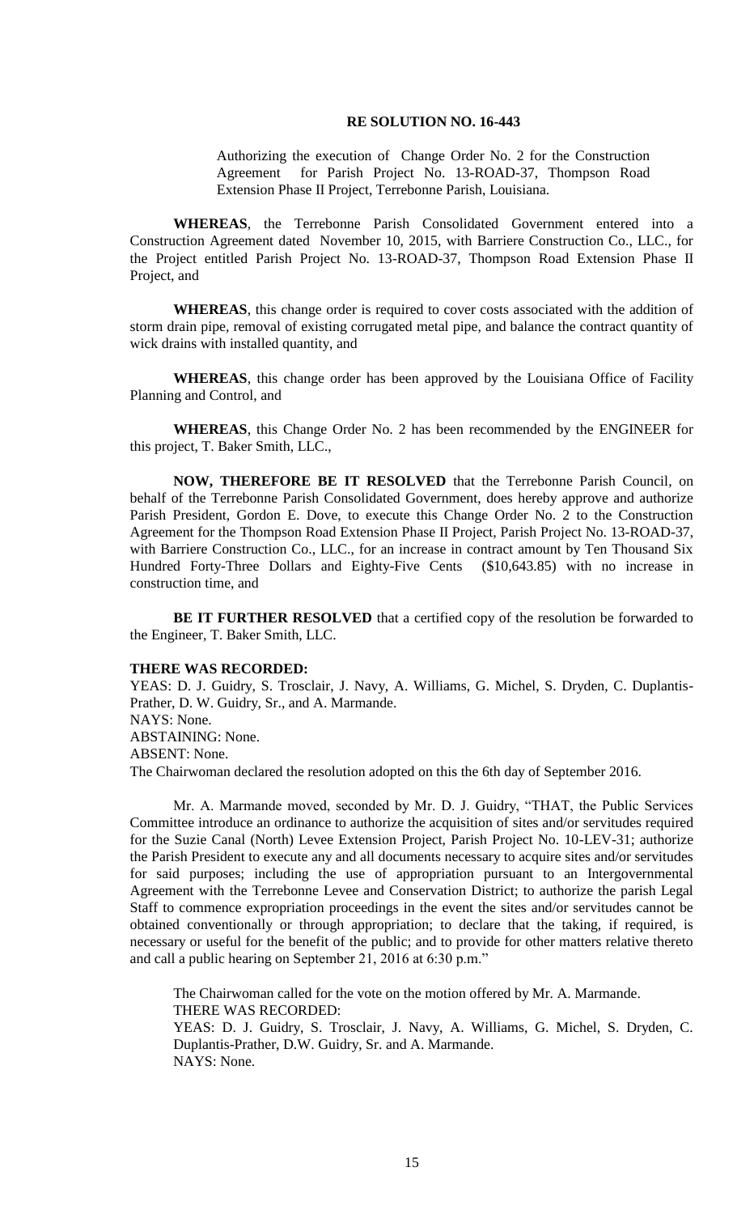**RE SOLUTION NO. 16-443**

Authorizing the execution of Change Order No. 2 for the Construction Agreement for Parish Project No. 13-ROAD-37, Thompson Road Extension Phase II Project, Terrebonne Parish, Louisiana.

**WHEREAS**, the Terrebonne Parish Consolidated Government entered into a Construction Agreement dated November 10, 2015, with Barriere Construction Co., LLC., for the Project entitled Parish Project No. 13-ROAD-37, Thompson Road Extension Phase II Project, and

**WHEREAS**, this change order is required to cover costs associated with the addition of storm drain pipe, removal of existing corrugated metal pipe, and balance the contract quantity of wick drains with installed quantity, and

**WHEREAS**, this change order has been approved by the Louisiana Office of Facility Planning and Control, and

**WHEREAS**, this Change Order No. 2 has been recommended by the ENGINEER for this project, T. Baker Smith, LLC.,

**NOW, THEREFORE BE IT RESOLVED** that the Terrebonne Parish Council, on behalf of the Terrebonne Parish Consolidated Government, does hereby approve and authorize Parish President, Gordon E. Dove, to execute this Change Order No. 2 to the Construction Agreement for the Thompson Road Extension Phase II Project, Parish Project No. 13-ROAD-37, with Barriere Construction Co., LLC., for an increase in contract amount by Ten Thousand Six Hundred Forty-Three Dollars and Eighty-Five Cents ($10,643.85) with no increase in construction time, and

**BE IT FURTHER RESOLVED** that a certified copy of the resolution be forwarded to the Engineer, T. Baker Smith, LLC.

**THERE WAS RECORDED:**

YEAS: D. J. Guidry, S. Trosclair, J. Navy, A. Williams, G. Michel, S. Dryden, C. Duplantis-Prather, D. W. Guidry, Sr., and A. Marmande.
NAYS: None.
ABSTAINING: None.
ABSENT: None.
The Chairwoman declared the resolution adopted on this the 6th day of September 2016.

Mr. A. Marmande moved, seconded by Mr. D. J. Guidry, "THAT, the Public Services Committee introduce an ordinance to authorize the acquisition of sites and/or servitudes required for the Suzie Canal (North) Levee Extension Project, Parish Project No. 10-LEV-31; authorize the Parish President to execute any and all documents necessary to acquire sites and/or servitudes for said purposes; including the use of appropriation pursuant to an Intergovernmental Agreement with the Terrebonne Levee and Conservation District; to authorize the parish Legal Staff to commence expropriation proceedings in the event the sites and/or servitudes cannot be obtained conventionally or through appropriation; to declare that the taking, if required, is necessary or useful for the benefit of the public; and to provide for other matters relative thereto and call a public hearing on September 21, 2016 at 6:30 p.m."

The Chairwoman called for the vote on the motion offered by Mr. A. Marmande.
THERE WAS RECORDED:
YEAS: D. J. Guidry, S. Trosclair, J. Navy, A. Williams, G. Michel, S. Dryden, C. Duplantis-Prather, D.W. Guidry, Sr. and A. Marmande.
NAYS: None.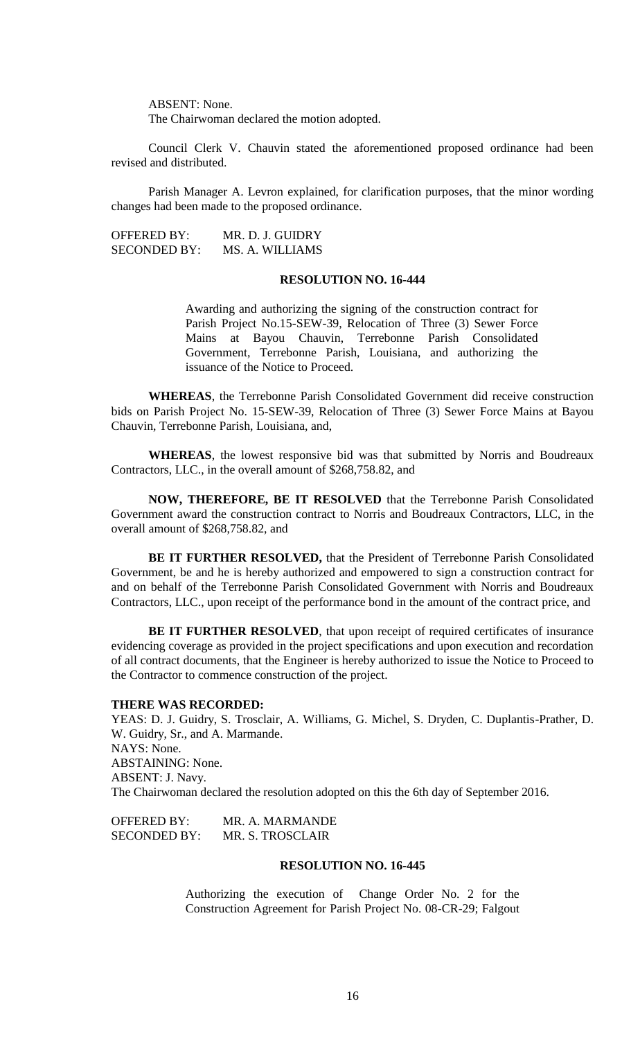ABSENT: None.
The Chairwoman declared the motion adopted.

Council Clerk V. Chauvin stated the aforementioned proposed ordinance had been revised and distributed.

Parish Manager A. Levron explained, for clarification purposes, that the minor wording changes had been made to the proposed ordinance.

OFFERED BY: MR. D. J. GUIDRY
SECONDED BY: MS. A. WILLIAMS

**RESOLUTION NO. 16-444**

Awarding and authorizing the signing of the construction contract for Parish Project No.15-SEW-39, Relocation of Three (3) Sewer Force Mains at Bayou Chauvin, Terrebonne Parish Consolidated Government, Terrebonne Parish, Louisiana, and authorizing the issuance of the Notice to Proceed.

**WHEREAS**, the Terrebonne Parish Consolidated Government did receive construction bids on Parish Project No. 15-SEW-39, Relocation of Three (3) Sewer Force Mains at Bayou Chauvin, Terrebonne Parish, Louisiana, and,

**WHEREAS**, the lowest responsive bid was that submitted by Norris and Boudreaux Contractors, LLC., in the overall amount of $268,758.82, and

**NOW, THEREFORE, BE IT RESOLVED** that the Terrebonne Parish Consolidated Government award the construction contract to Norris and Boudreaux Contractors, LLC, in the overall amount of $268,758.82, and

**BE IT FURTHER RESOLVED,** that the President of Terrebonne Parish Consolidated Government, be and he is hereby authorized and empowered to sign a construction contract for and on behalf of the Terrebonne Parish Consolidated Government with Norris and Boudreaux Contractors, LLC., upon receipt of the performance bond in the amount of the contract price, and

**BE IT FURTHER RESOLVED**, that upon receipt of required certificates of insurance evidencing coverage as provided in the project specifications and upon execution and recordation of all contract documents, that the Engineer is hereby authorized to issue the Notice to Proceed to the Contractor to commence construction of the project.

**THERE WAS RECORDED:**
YEAS: D. J. Guidry, S. Trosclair, A. Williams, G. Michel, S. Dryden, C. Duplantis-Prather, D. W. Guidry, Sr., and A. Marmande.
NAYS: None.
ABSTAINING: None.
ABSENT: J. Navy.
The Chairwoman declared the resolution adopted on this the 6th day of September 2016.

OFFERED BY: MR. A. MARMANDE
SECONDED BY: MR. S. TROSCLAIR

**RESOLUTION NO. 16-445**

Authorizing the execution of Change Order No. 2 for the Construction Agreement for Parish Project No. 08-CR-29; Falgout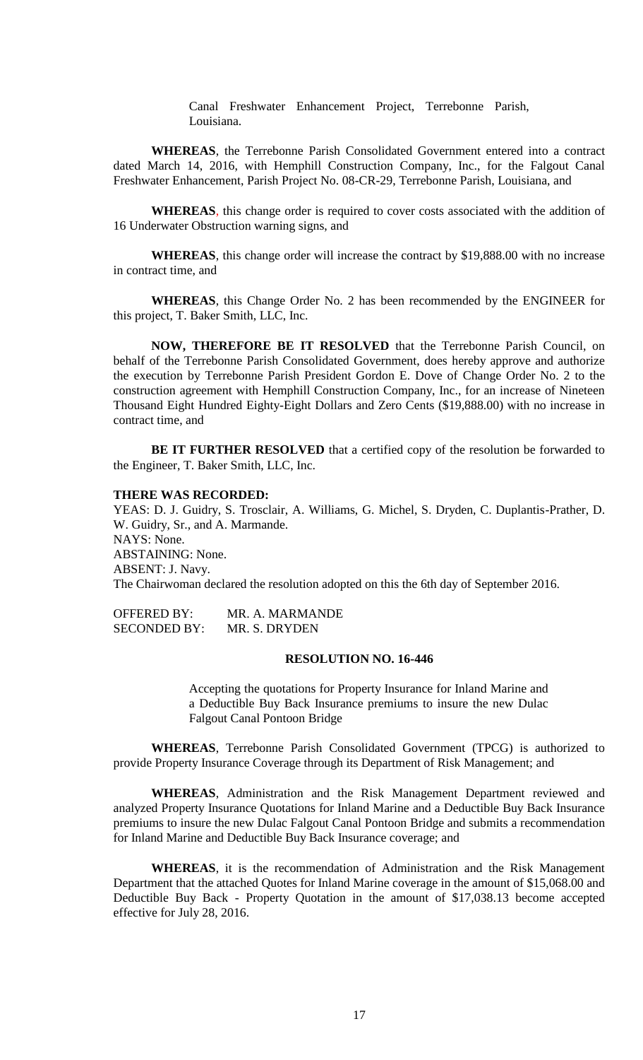Canal Freshwater Enhancement Project, Terrebonne Parish, Louisiana.

**WHEREAS**, the Terrebonne Parish Consolidated Government entered into a contract dated March 14, 2016, with Hemphill Construction Company, Inc., for the Falgout Canal Freshwater Enhancement, Parish Project No. 08-CR-29, Terrebonne Parish, Louisiana, and

**WHEREAS**, this change order is required to cover costs associated with the addition of 16 Underwater Obstruction warning signs, and

**WHEREAS**, this change order will increase the contract by $19,888.00 with no increase in contract time, and

**WHEREAS**, this Change Order No. 2 has been recommended by the ENGINEER for this project, T. Baker Smith, LLC, Inc.

**NOW, THEREFORE BE IT RESOLVED** that the Terrebonne Parish Council, on behalf of the Terrebonne Parish Consolidated Government, does hereby approve and authorize the execution by Terrebonne Parish President Gordon E. Dove of Change Order No. 2 to the construction agreement with Hemphill Construction Company, Inc., for an increase of Nineteen Thousand Eight Hundred Eighty-Eight Dollars and Zero Cents ($19,888.00) with no increase in contract time, and

**BE IT FURTHER RESOLVED** that a certified copy of the resolution be forwarded to the Engineer, T. Baker Smith, LLC, Inc.

**THERE WAS RECORDED:**

YEAS: D. J. Guidry, S. Trosclair, A. Williams, G. Michel, S. Dryden, C. Duplantis-Prather, D. W. Guidry, Sr., and A. Marmande.

NAYS: None.

ABSTAINING: None.

ABSENT: J. Navy.

The Chairwoman declared the resolution adopted on this the 6th day of September 2016.

OFFERED BY: MR. A. MARMANDE

SECONDED BY: MR. S. DRYDEN

## RESOLUTION NO. 16-446

Accepting the quotations for Property Insurance for Inland Marine and a Deductible Buy Back Insurance premiums to insure the new Dulac Falgout Canal Pontoon Bridge

**WHEREAS**, Terrebonne Parish Consolidated Government (TPCG) is authorized to provide Property Insurance Coverage through its Department of Risk Management; and

**WHEREAS**, Administration and the Risk Management Department reviewed and analyzed Property Insurance Quotations for Inland Marine and a Deductible Buy Back Insurance premiums to insure the new Dulac Falgout Canal Pontoon Bridge and submits a recommendation for Inland Marine and Deductible Buy Back Insurance coverage; and

**WHEREAS**, it is the recommendation of Administration and the Risk Management Department that the attached Quotes for Inland Marine coverage in the amount of $15,068.00 and Deductible Buy Back - Property Quotation in the amount of $17,038.13 become accepted effective for July 28, 2016.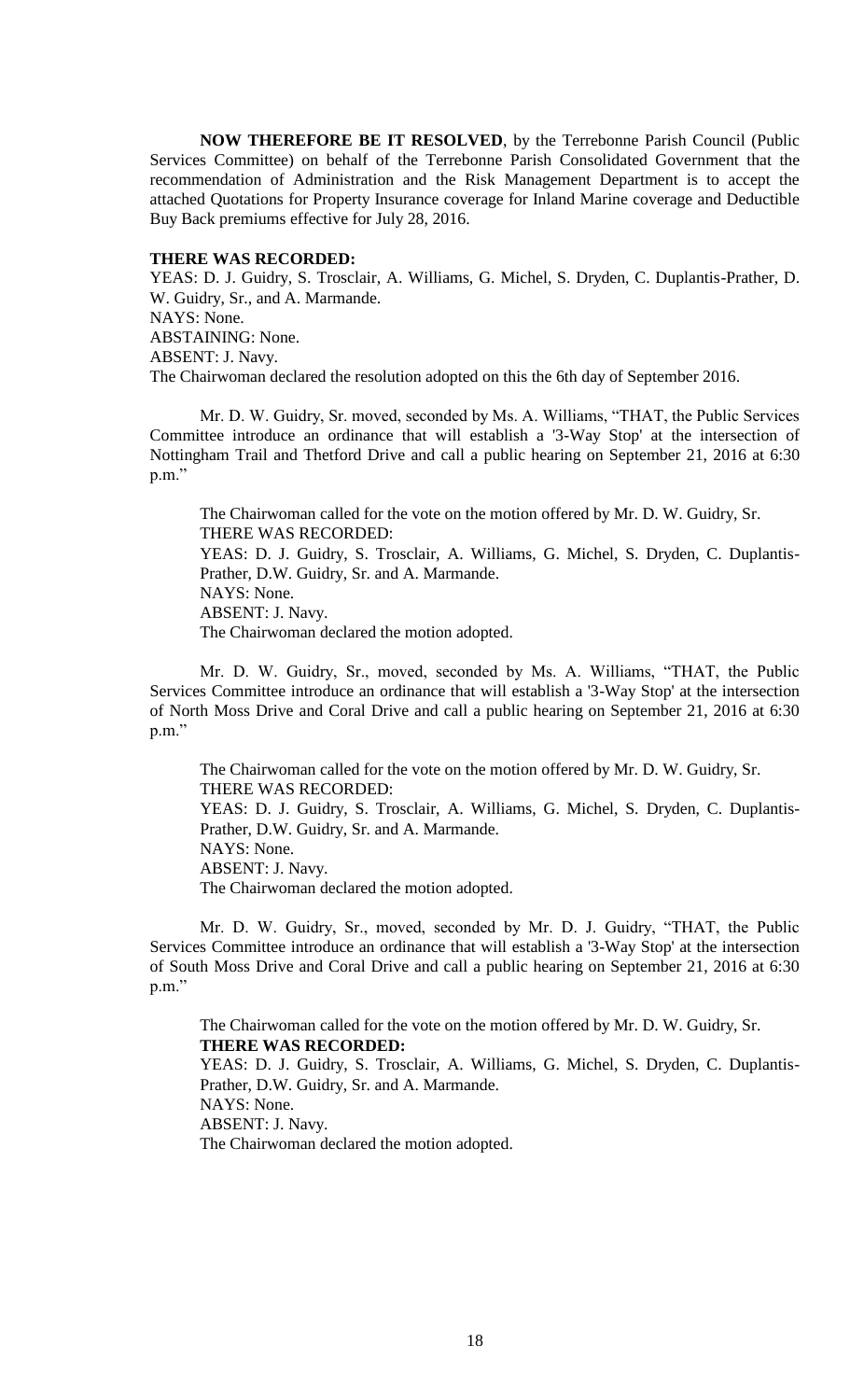**NOW THEREFORE BE IT RESOLVED**, by the Terrebonne Parish Council (Public Services Committee) on behalf of the Terrebonne Parish Consolidated Government that the recommendation of Administration and the Risk Management Department is to accept the attached Quotations for Property Insurance coverage for Inland Marine coverage and Deductible Buy Back premiums effective for July 28, 2016.

**THERE WAS RECORDED:**

YEAS: D. J. Guidry, S. Trosclair, A. Williams, G. Michel, S. Dryden, C. Duplantis-Prather, D. W. Guidry, Sr., and A. Marmande.
NAYS: None.
ABSTAINING: None.
ABSENT: J. Navy.
The Chairwoman declared the resolution adopted on this the 6th day of September 2016.

Mr. D. W. Guidry, Sr. moved, seconded by Ms. A. Williams, "THAT, the Public Services Committee introduce an ordinance that will establish a '3-Way Stop' at the intersection of Nottingham Trail and Thetford Drive and call a public hearing on September 21, 2016 at 6:30 p.m."

The Chairwoman called for the vote on the motion offered by Mr. D. W. Guidry, Sr.
THERE WAS RECORDED:
YEAS: D. J. Guidry, S. Trosclair, A. Williams, G. Michel, S. Dryden, C. Duplantis-Prather, D.W. Guidry, Sr. and A. Marmande.
NAYS: None.
ABSENT: J. Navy.
The Chairwoman declared the motion adopted.

Mr. D. W. Guidry, Sr., moved, seconded by Ms. A. Williams, "THAT, the Public Services Committee introduce an ordinance that will establish a '3-Way Stop' at the intersection of North Moss Drive and Coral Drive and call a public hearing on September 21, 2016 at 6:30 p.m."

The Chairwoman called for the vote on the motion offered by Mr. D. W. Guidry, Sr.
THERE WAS RECORDED:
YEAS: D. J. Guidry, S. Trosclair, A. Williams, G. Michel, S. Dryden, C. Duplantis-Prather, D.W. Guidry, Sr. and A. Marmande.
NAYS: None.
ABSENT: J. Navy.
The Chairwoman declared the motion adopted.

Mr. D. W. Guidry, Sr., moved, seconded by Mr. D. J. Guidry, "THAT, the Public Services Committee introduce an ordinance that will establish a '3-Way Stop' at the intersection of South Moss Drive and Coral Drive and call a public hearing on September 21, 2016 at 6:30 p.m."

The Chairwoman called for the vote on the motion offered by Mr. D. W. Guidry, Sr.
**THERE WAS RECORDED:**
YEAS: D. J. Guidry, S. Trosclair, A. Williams, G. Michel, S. Dryden, C. Duplantis-Prather, D.W. Guidry, Sr. and A. Marmande.
NAYS: None.
ABSENT: J. Navy.
The Chairwoman declared the motion adopted.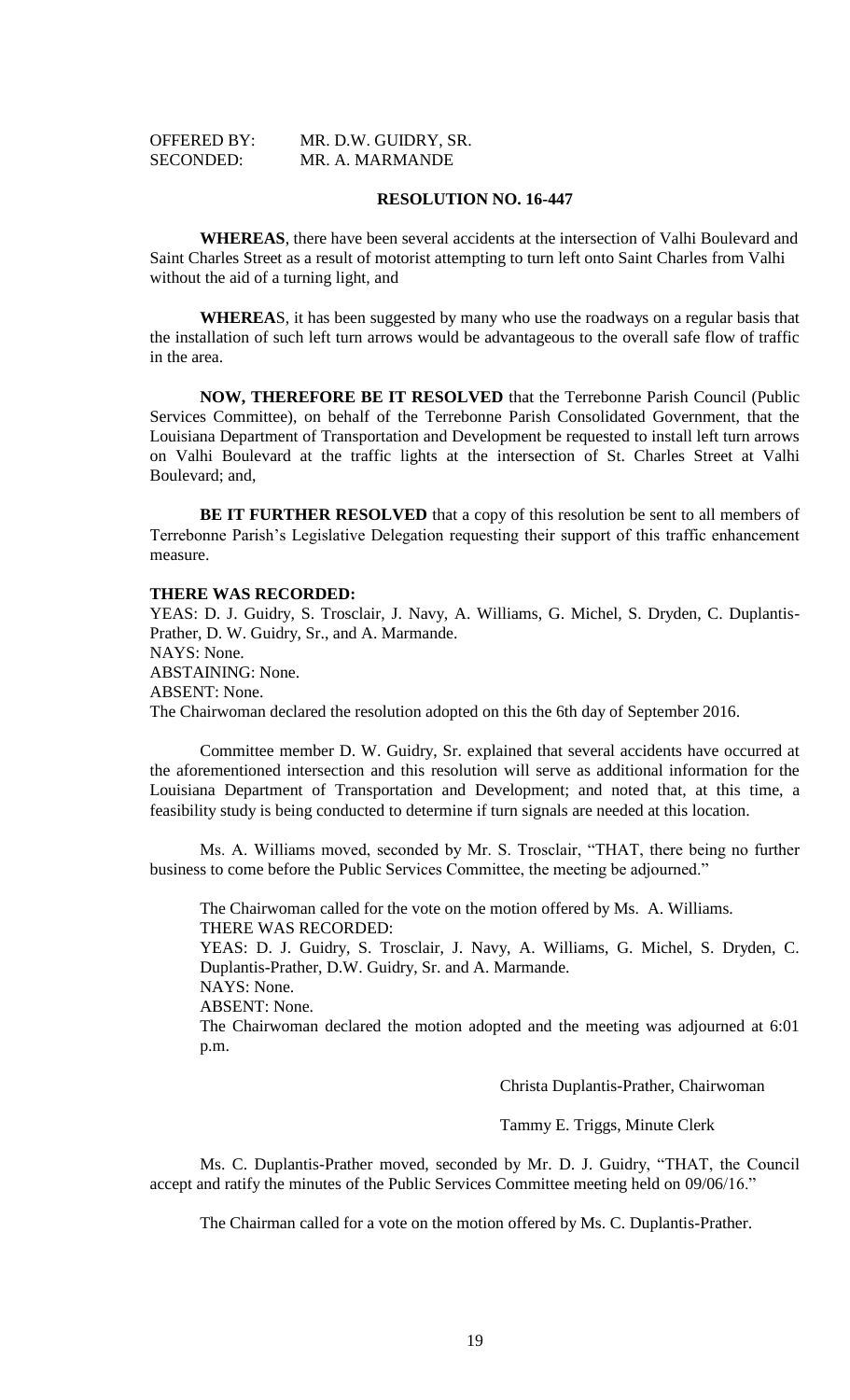OFFERED BY: MR. D.W. GUIDRY, SR.
SECONDED: MR. A. MARMANDE

**RESOLUTION NO. 16-447**

**WHEREAS**, there have been several accidents at the intersection of Valhi Boulevard and Saint Charles Street as a result of motorist attempting to turn left onto Saint Charles from Valhi without the aid of a turning light, and

**WHEREA**S, it has been suggested by many who use the roadways on a regular basis that the installation of such left turn arrows would be advantageous to the overall safe flow of traffic in the area.

**NOW, THEREFORE BE IT RESOLVED** that the Terrebonne Parish Council (Public Services Committee), on behalf of the Terrebonne Parish Consolidated Government, that the Louisiana Department of Transportation and Development be requested to install left turn arrows on Valhi Boulevard at the traffic lights at the intersection of St. Charles Street at Valhi Boulevard; and,

**BE IT FURTHER RESOLVED** that a copy of this resolution be sent to all members of Terrebonne Parish's Legislative Delegation requesting their support of this traffic enhancement measure.

**THERE WAS RECORDED:**

YEAS: D. J. Guidry, S. Trosclair, J. Navy, A. Williams, G. Michel, S. Dryden, C. Duplantis-Prather, D. W. Guidry, Sr., and A. Marmande.
NAYS: None.
ABSTAINING: None.
ABSENT: None.
The Chairwoman declared the resolution adopted on this the 6th day of September 2016.

Committee member D. W. Guidry, Sr. explained that several accidents have occurred at the aforementioned intersection and this resolution will serve as additional information for the Louisiana Department of Transportation and Development; and noted that, at this time, a feasibility study is being conducted to determine if turn signals are needed at this location.

Ms. A. Williams moved, seconded by Mr. S. Trosclair, "THAT, there being no further business to come before the Public Services Committee, the meeting be adjourned."

The Chairwoman called for the vote on the motion offered by Ms. A. Williams.
THERE WAS RECORDED:
YEAS: D. J. Guidry, S. Trosclair, J. Navy, A. Williams, G. Michel, S. Dryden, C. Duplantis-Prather, D.W. Guidry, Sr. and A. Marmande.
NAYS: None.
ABSENT: None.
The Chairwoman declared the motion adopted and the meeting was adjourned at 6:01 p.m.

Christa Duplantis-Prather, Chairwoman

Tammy E. Triggs, Minute Clerk

Ms. C. Duplantis-Prather moved, seconded by Mr. D. J. Guidry, "THAT, the Council accept and ratify the minutes of the Public Services Committee meeting held on 09/06/16."

The Chairman called for a vote on the motion offered by Ms. C. Duplantis-Prather.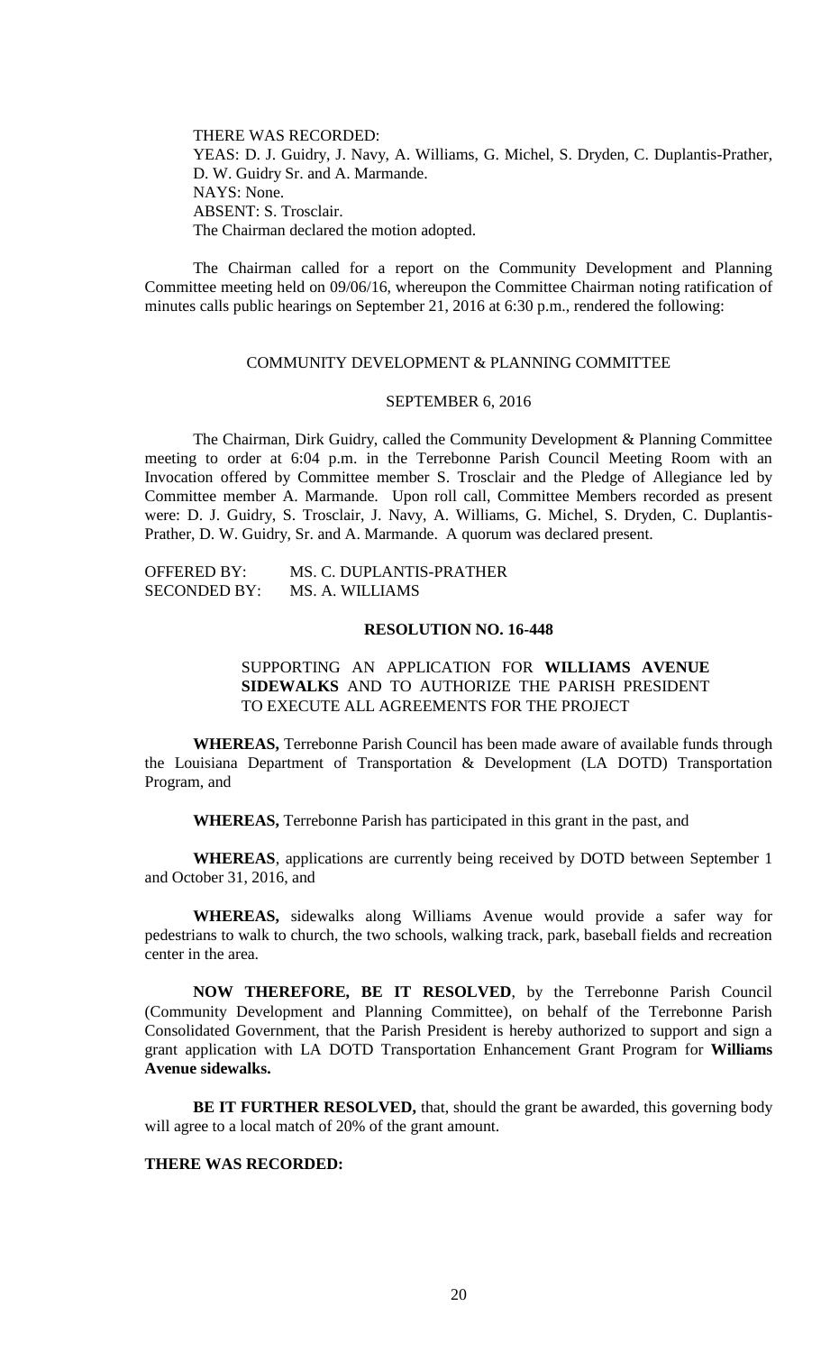THERE WAS RECORDED:
YEAS: D. J. Guidry, J. Navy, A. Williams, G. Michel, S. Dryden, C. Duplantis-Prather, D. W. Guidry Sr. and A. Marmande.
NAYS: None.
ABSENT: S. Trosclair.
The Chairman declared the motion adopted.

The Chairman called for a report on the Community Development and Planning Committee meeting held on 09/06/16, whereupon the Committee Chairman noting ratification of minutes calls public hearings on September 21, 2016 at 6:30 p.m., rendered the following:

COMMUNITY DEVELOPMENT & PLANNING COMMITTEE

SEPTEMBER 6, 2016

The Chairman, Dirk Guidry, called the Community Development & Planning Committee meeting to order at 6:04 p.m. in the Terrebonne Parish Council Meeting Room with an Invocation offered by Committee member S. Trosclair and the Pledge of Allegiance led by Committee member A. Marmande. Upon roll call, Committee Members recorded as present were: D. J. Guidry, S. Trosclair, J. Navy, A. Williams, G. Michel, S. Dryden, C. Duplantis-Prather, D. W. Guidry, Sr. and A. Marmande. A quorum was declared present.

OFFERED BY: MS. C. DUPLANTIS-PRATHER
SECONDED BY: MS. A. WILLIAMS

**RESOLUTION NO. 16-448**

SUPPORTING AN APPLICATION FOR **WILLIAMS AVENUE SIDEWALKS** AND TO AUTHORIZE THE PARISH PRESIDENT TO EXECUTE ALL AGREEMENTS FOR THE PROJECT

**WHEREAS,** Terrebonne Parish Council has been made aware of available funds through the Louisiana Department of Transportation & Development (LA DOTD) Transportation Program, and

**WHEREAS,** Terrebonne Parish has participated in this grant in the past, and

**WHEREAS**, applications are currently being received by DOTD between September 1 and October 31, 2016, and

**WHEREAS,** sidewalks along Williams Avenue would provide a safer way for pedestrians to walk to church, the two schools, walking track, park, baseball fields and recreation center in the area.

**NOW THEREFORE, BE IT RESOLVED**, by the Terrebonne Parish Council (Community Development and Planning Committee), on behalf of the Terrebonne Parish Consolidated Government, that the Parish President is hereby authorized to support and sign a grant application with LA DOTD Transportation Enhancement Grant Program for **Williams Avenue sidewalks.**

**BE IT FURTHER RESOLVED,** that, should the grant be awarded, this governing body will agree to a local match of 20% of the grant amount.

**THERE WAS RECORDED:**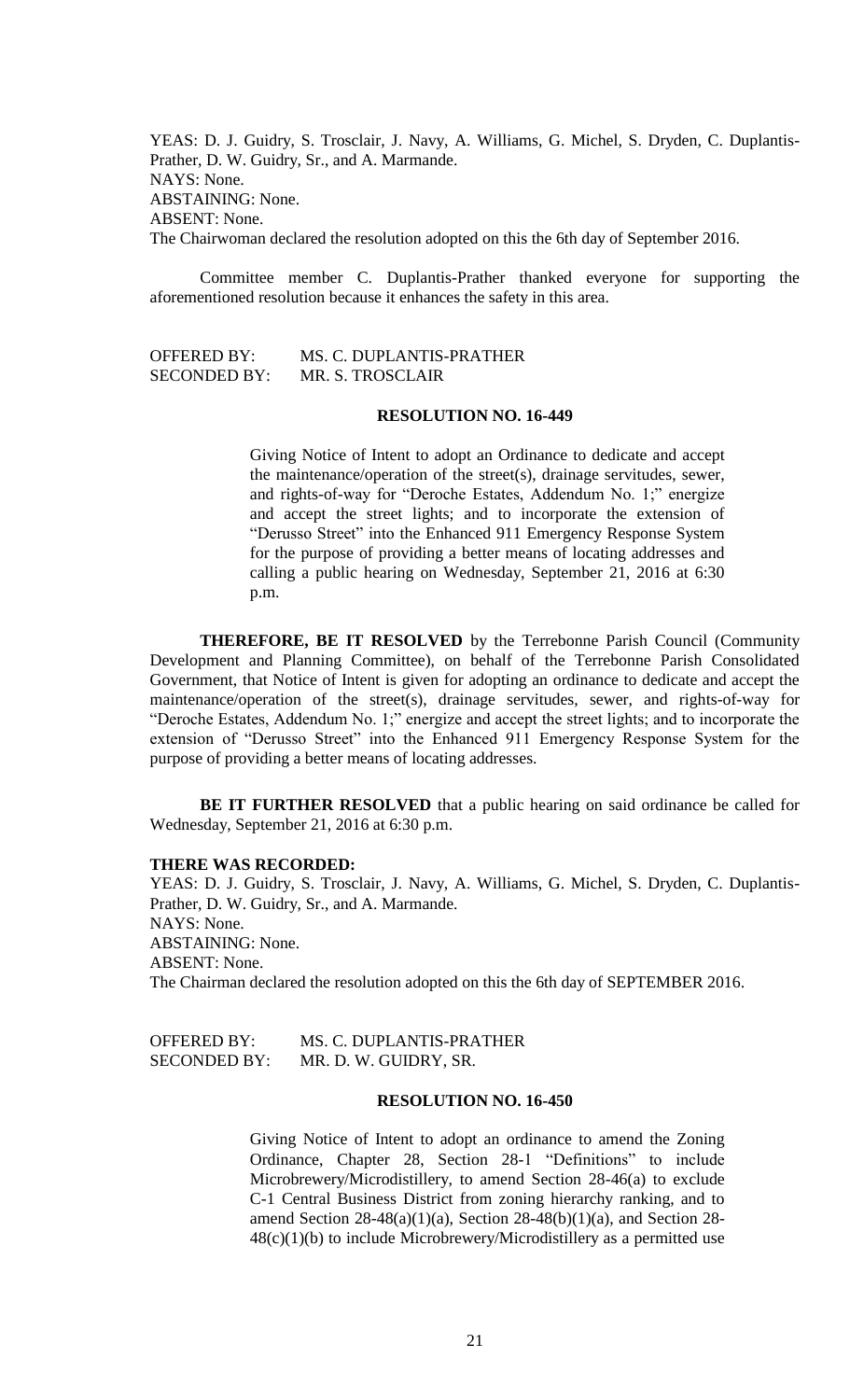YEAS: D. J. Guidry, S. Trosclair, J. Navy, A. Williams, G. Michel, S. Dryden, C. Duplantis-Prather, D. W. Guidry, Sr., and A. Marmande.
NAYS: None.
ABSTAINING: None.
ABSENT: None.
The Chairwoman declared the resolution adopted on this the 6th day of September 2016.

Committee member C. Duplantis-Prather thanked everyone for supporting the aforementioned resolution because it enhances the safety in this area.

OFFERED BY: MS. C. DUPLANTIS-PRATHER
SECONDED BY: MR. S. TROSCLAIR

**RESOLUTION NO. 16-449**

Giving Notice of Intent to adopt an Ordinance to dedicate and accept the maintenance/operation of the street(s), drainage servitudes, sewer, and rights-of-way for "Deroche Estates, Addendum No. 1;" energize and accept the street lights; and to incorporate the extension of "Derusso Street" into the Enhanced 911 Emergency Response System for the purpose of providing a better means of locating addresses and calling a public hearing on Wednesday, September 21, 2016 at 6:30 p.m.

**THEREFORE, BE IT RESOLVED** by the Terrebonne Parish Council (Community Development and Planning Committee), on behalf of the Terrebonne Parish Consolidated Government, that Notice of Intent is given for adopting an ordinance to dedicate and accept the maintenance/operation of the street(s), drainage servitudes, sewer, and rights-of-way for "Deroche Estates, Addendum No. 1;" energize and accept the street lights; and to incorporate the extension of "Derusso Street" into the Enhanced 911 Emergency Response System for the purpose of providing a better means of locating addresses.

**BE IT FURTHER RESOLVED** that a public hearing on said ordinance be called for Wednesday, September 21, 2016 at 6:30 p.m.

**THERE WAS RECORDED:**
YEAS: D. J. Guidry, S. Trosclair, J. Navy, A. Williams, G. Michel, S. Dryden, C. Duplantis-Prather, D. W. Guidry, Sr., and A. Marmande.
NAYS: None.
ABSTAINING: None.
ABSENT: None.
The Chairman declared the resolution adopted on this the 6th day of SEPTEMBER 2016.

OFFERED BY: MS. C. DUPLANTIS-PRATHER
SECONDED BY: MR. D. W. GUIDRY, SR.

**RESOLUTION NO. 16-450**

Giving Notice of Intent to adopt an ordinance to amend the Zoning Ordinance, Chapter 28, Section 28-1 "Definitions" to include Microbrewery/Microdistillery, to amend Section 28-46(a) to exclude C-1 Central Business District from zoning hierarchy ranking, and to amend Section 28-48(a)(1)(a), Section 28-48(b)(1)(a), and Section 28-48(c)(1)(b) to include Microbrewery/Microdistillery as a permitted use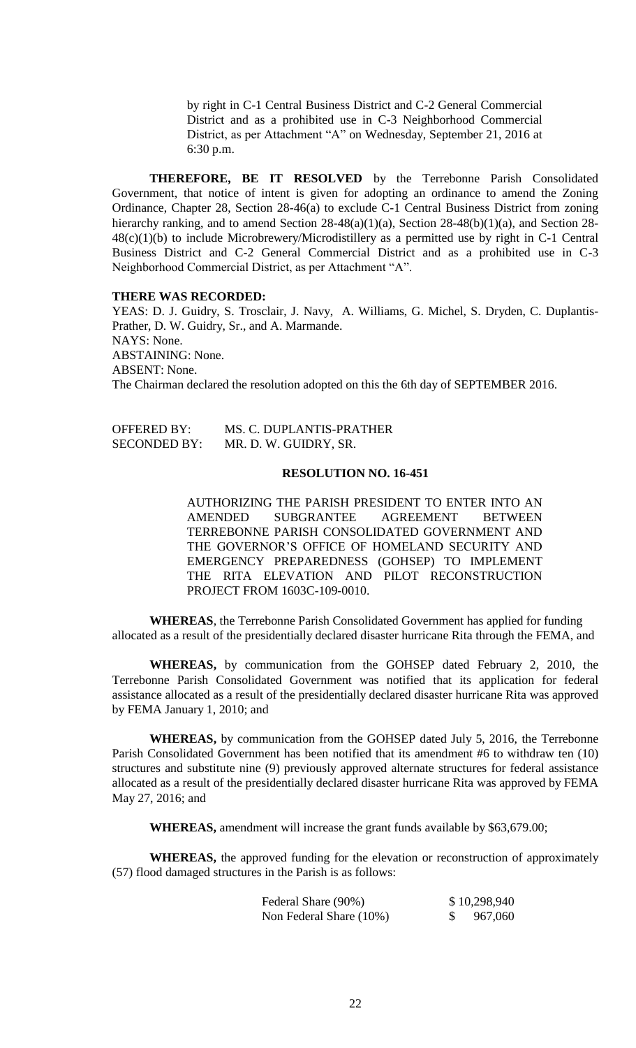by right in C-1 Central Business District and C-2 General Commercial District and as a prohibited use in C-3 Neighborhood Commercial District, as per Attachment "A" on Wednesday, September 21, 2016 at 6:30 p.m.

**THEREFORE, BE IT RESOLVED** by the Terrebonne Parish Consolidated Government, that notice of intent is given for adopting an ordinance to amend the Zoning Ordinance, Chapter 28, Section 28-46(a) to exclude C-1 Central Business District from zoning hierarchy ranking, and to amend Section 28-48(a)(1)(a), Section 28-48(b)(1)(a), and Section 28-48(c)(1)(b) to include Microbrewery/Microdistillery as a permitted use by right in C-1 Central Business District and C-2 General Commercial District and as a prohibited use in C-3 Neighborhood Commercial District, as per Attachment "A".

**THERE WAS RECORDED:**

YEAS: D. J. Guidry, S. Trosclair, J. Navy, A. Williams, G. Michel, S. Dryden, C. Duplantis-Prather, D. W. Guidry, Sr., and A. Marmande.
NAYS: None.
ABSTAINING: None.
ABSENT: None.
The Chairman declared the resolution adopted on this the 6th day of SEPTEMBER 2016.

OFFERED BY: MS. C. DUPLANTIS-PRATHER
SECONDED BY: MR. D. W. GUIDRY, SR.

**RESOLUTION NO. 16-451**

AUTHORIZING THE PARISH PRESIDENT TO ENTER INTO AN AMENDED SUBGRANTEE AGREEMENT BETWEEN TERREBONNE PARISH CONSOLIDATED GOVERNMENT AND THE GOVERNOR'S OFFICE OF HOMELAND SECURITY AND EMERGENCY PREPAREDNESS (GOHSEP) TO IMPLEMENT THE RITA ELEVATION AND PILOT RECONSTRUCTION PROJECT FROM 1603C-109-0010.

**WHEREAS**, the Terrebonne Parish Consolidated Government has applied for funding allocated as a result of the presidentially declared disaster hurricane Rita through the FEMA, and

**WHEREAS,** by communication from the GOHSEP dated February 2, 2010, the Terrebonne Parish Consolidated Government was notified that its application for federal assistance allocated as a result of the presidentially declared disaster hurricane Rita was approved by FEMA January 1, 2010; and

**WHEREAS,** by communication from the GOHSEP dated July 5, 2016, the Terrebonne Parish Consolidated Government has been notified that its amendment #6 to withdraw ten (10) structures and substitute nine (9) previously approved alternate structures for federal assistance allocated as a result of the presidentially declared disaster hurricane Rita was approved by FEMA May 27, 2016; and

**WHEREAS,** amendment will increase the grant funds available by $63,679.00;

**WHEREAS,** the approved funding for the elevation or reconstruction of approximately (57) flood damaged structures in the Parish is as follows:

| | |
|---|---|
| Federal Share (90%) | $ 10,298,940 |
| Non Federal Share (10%) | $ 967,060 |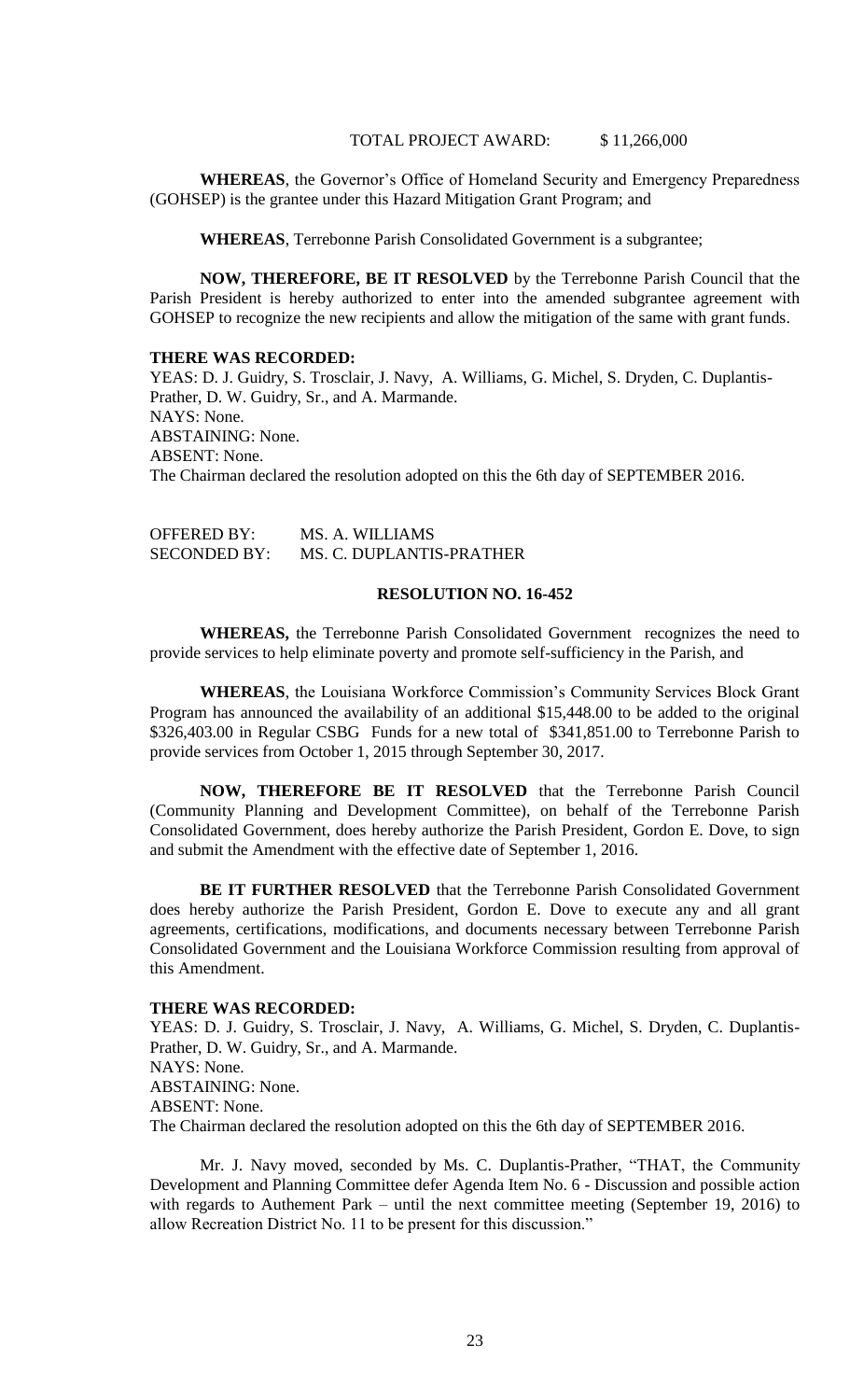TOTAL PROJECT AWARD: $ 11,266,000

**WHEREAS**, the Governor's Office of Homeland Security and Emergency Preparedness (GOHSEP) is the grantee under this Hazard Mitigation Grant Program; and

**WHEREAS**, Terrebonne Parish Consolidated Government is a subgrantee;

**NOW, THEREFORE, BE IT RESOLVED** by the Terrebonne Parish Council that the Parish President is hereby authorized to enter into the amended subgrantee agreement with GOHSEP to recognize the new recipients and allow the mitigation of the same with grant funds.

**THERE WAS RECORDED:**
YEAS: D. J. Guidry, S. Trosclair, J. Navy, A. Williams, G. Michel, S. Dryden, C. Duplantis-Prather, D. W. Guidry, Sr., and A. Marmande.
NAYS: None.
ABSTAINING: None.
ABSENT: None.
The Chairman declared the resolution adopted on this the 6th day of SEPTEMBER 2016.

OFFERED BY: MS. A. WILLIAMS
SECONDED BY: MS. C. DUPLANTIS-PRATHER

**RESOLUTION NO. 16-452**

**WHEREAS,** the Terrebonne Parish Consolidated Government recognizes the need to provide services to help eliminate poverty and promote self-sufficiency in the Parish, and

**WHEREAS**, the Louisiana Workforce Commission's Community Services Block Grant Program has announced the availability of an additional $15,448.00 to be added to the original $326,403.00 in Regular CSBG Funds for a new total of $341,851.00 to Terrebonne Parish to provide services from October 1, 2015 through September 30, 2017.

**NOW, THEREFORE BE IT RESOLVED** that the Terrebonne Parish Council (Community Planning and Development Committee), on behalf of the Terrebonne Parish Consolidated Government, does hereby authorize the Parish President, Gordon E. Dove, to sign and submit the Amendment with the effective date of September 1, 2016.

**BE IT FURTHER RESOLVED** that the Terrebonne Parish Consolidated Government does hereby authorize the Parish President, Gordon E. Dove to execute any and all grant agreements, certifications, modifications, and documents necessary between Terrebonne Parish Consolidated Government and the Louisiana Workforce Commission resulting from approval of this Amendment.

**THERE WAS RECORDED:**
YEAS: D. J. Guidry, S. Trosclair, J. Navy, A. Williams, G. Michel, S. Dryden, C. Duplantis-Prather, D. W. Guidry, Sr., and A. Marmande.
NAYS: None.
ABSTAINING: None.
ABSENT: None.
The Chairman declared the resolution adopted on this the 6th day of SEPTEMBER 2016.

Mr. J. Navy moved, seconded by Ms. C. Duplantis-Prather, "THAT, the Community Development and Planning Committee defer Agenda Item No. 6 - Discussion and possible action with regards to Authement Park – until the next committee meeting (September 19, 2016) to allow Recreation District No. 11 to be present for this discussion."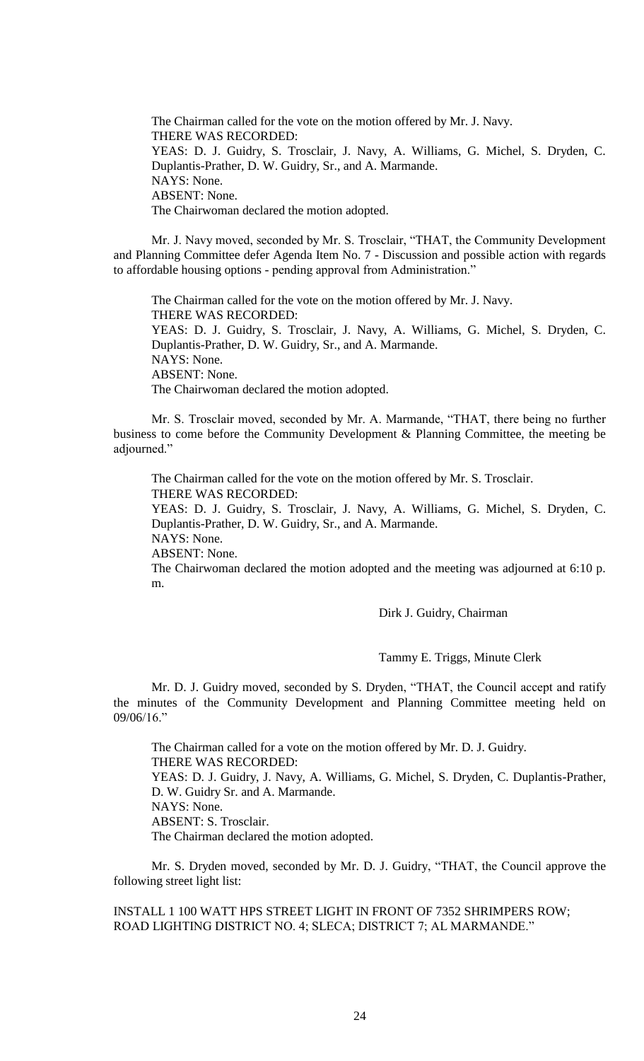The Chairman called for the vote on the motion offered by Mr. J. Navy.
THERE WAS RECORDED:
YEAS: D. J. Guidry, S. Trosclair, J. Navy, A. Williams, G. Michel, S. Dryden, C. Duplantis-Prather, D. W. Guidry, Sr., and A. Marmande.
NAYS: None.
ABSENT: None.
The Chairwoman declared the motion adopted.

Mr. J. Navy moved, seconded by Mr. S. Trosclair, "THAT, the Community Development and Planning Committee defer Agenda Item No. 7 - Discussion and possible action with regards to affordable housing options - pending approval from Administration."

The Chairman called for the vote on the motion offered by Mr. J. Navy.
THERE WAS RECORDED:
YEAS: D. J. Guidry, S. Trosclair, J. Navy, A. Williams, G. Michel, S. Dryden, C. Duplantis-Prather, D. W. Guidry, Sr., and A. Marmande.
NAYS: None.
ABSENT: None.
The Chairwoman declared the motion adopted.

Mr. S. Trosclair moved, seconded by Mr. A. Marmande, "THAT, there being no further business to come before the Community Development & Planning Committee, the meeting be adjourned."

The Chairman called for the vote on the motion offered by Mr. S. Trosclair.
THERE WAS RECORDED:
YEAS: D. J. Guidry, S. Trosclair, J. Navy, A. Williams, G. Michel, S. Dryden, C. Duplantis-Prather, D. W. Guidry, Sr., and A. Marmande.
NAYS: None.
ABSENT: None.
The Chairwoman declared the motion adopted and the meeting was adjourned at 6:10 p. m.

Dirk J. Guidry, Chairman

Tammy E. Triggs, Minute Clerk

Mr. D. J. Guidry moved, seconded by S. Dryden, "THAT, the Council accept and ratify the minutes of the Community Development and Planning Committee meeting held on 09/06/16."

The Chairman called for a vote on the motion offered by Mr. D. J. Guidry.
THERE WAS RECORDED:
YEAS: D. J. Guidry, J. Navy, A. Williams, G. Michel, S. Dryden, C. Duplantis-Prather, D. W. Guidry Sr. and A. Marmande.
NAYS: None.
ABSENT: S. Trosclair.
The Chairman declared the motion adopted.

Mr. S. Dryden moved, seconded by Mr. D. J. Guidry, "THAT, the Council approve the following street light list:

INSTALL 1 100 WATT HPS STREET LIGHT IN FRONT OF 7352 SHRIMPERS ROW; ROAD LIGHTING DISTRICT NO. 4; SLECA; DISTRICT 7; AL MARMANDE."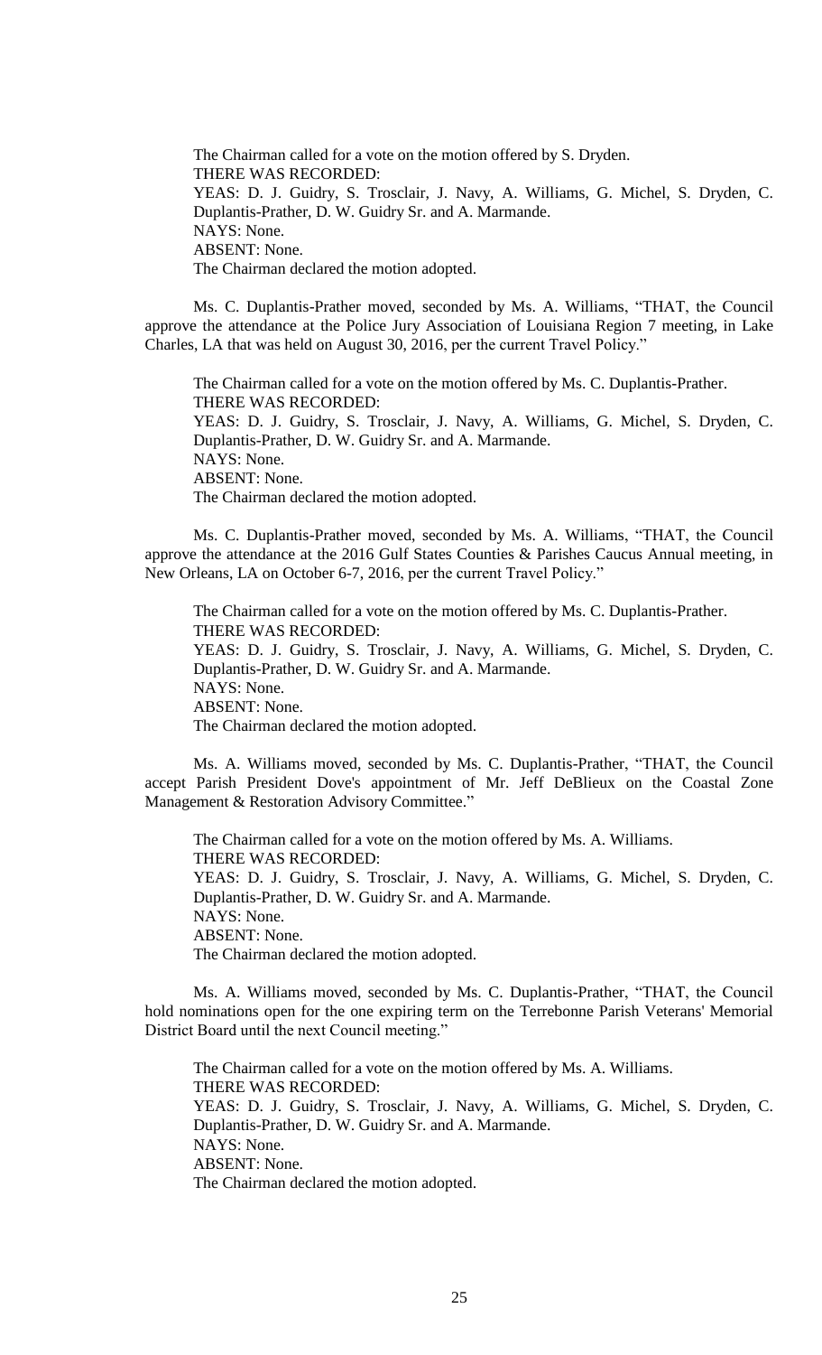The Chairman called for a vote on the motion offered by S. Dryden.
THERE WAS RECORDED:
YEAS: D. J. Guidry, S. Trosclair, J. Navy, A. Williams, G. Michel, S. Dryden, C. Duplantis-Prather, D. W. Guidry Sr. and A. Marmande.
NAYS: None.
ABSENT: None.
The Chairman declared the motion adopted.

Ms. C. Duplantis-Prather moved, seconded by Ms. A. Williams, "THAT, the Council approve the attendance at the Police Jury Association of Louisiana Region 7 meeting, in Lake Charles, LA that was held on August 30, 2016, per the current Travel Policy."

The Chairman called for a vote on the motion offered by Ms. C. Duplantis-Prather.
THERE WAS RECORDED:
YEAS: D. J. Guidry, S. Trosclair, J. Navy, A. Williams, G. Michel, S. Dryden, C. Duplantis-Prather, D. W. Guidry Sr. and A. Marmande.
NAYS: None.
ABSENT: None.
The Chairman declared the motion adopted.

Ms. C. Duplantis-Prather moved, seconded by Ms. A. Williams, "THAT, the Council approve the attendance at the 2016 Gulf States Counties & Parishes Caucus Annual meeting, in New Orleans, LA on October 6-7, 2016, per the current Travel Policy."

The Chairman called for a vote on the motion offered by Ms. C. Duplantis-Prather.
THERE WAS RECORDED:
YEAS: D. J. Guidry, S. Trosclair, J. Navy, A. Williams, G. Michel, S. Dryden, C. Duplantis-Prather, D. W. Guidry Sr. and A. Marmande.
NAYS: None.
ABSENT: None.
The Chairman declared the motion adopted.

Ms. A. Williams moved, seconded by Ms. C. Duplantis-Prather, "THAT, the Council accept Parish President Dove's appointment of Mr. Jeff DeBlieux on the Coastal Zone Management & Restoration Advisory Committee."

The Chairman called for a vote on the motion offered by Ms. A. Williams.
THERE WAS RECORDED:
YEAS: D. J. Guidry, S. Trosclair, J. Navy, A. Williams, G. Michel, S. Dryden, C. Duplantis-Prather, D. W. Guidry Sr. and A. Marmande.
NAYS: None.
ABSENT: None.
The Chairman declared the motion adopted.

Ms. A. Williams moved, seconded by Ms. C. Duplantis-Prather, "THAT, the Council hold nominations open for the one expiring term on the Terrebonne Parish Veterans' Memorial District Board until the next Council meeting."

The Chairman called for a vote on the motion offered by Ms. A. Williams.
THERE WAS RECORDED:
YEAS: D. J. Guidry, S. Trosclair, J. Navy, A. Williams, G. Michel, S. Dryden, C. Duplantis-Prather, D. W. Guidry Sr. and A. Marmande.
NAYS: None.
ABSENT: None.
The Chairman declared the motion adopted.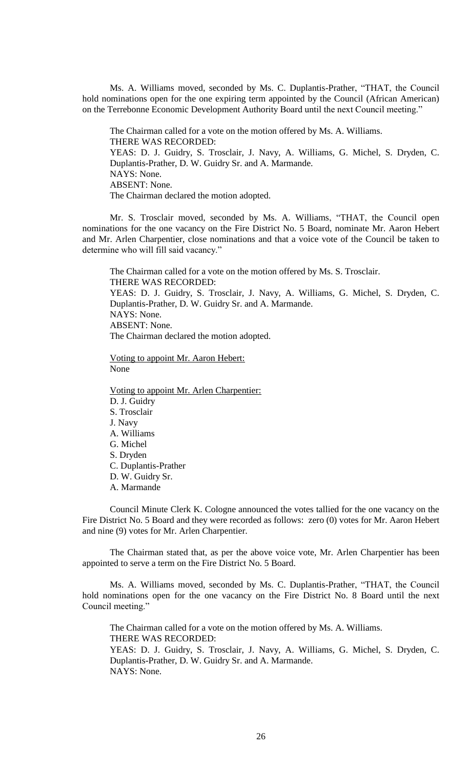Ms. A. Williams moved, seconded by Ms. C. Duplantis-Prather, "THAT, the Council hold nominations open for the one expiring term appointed by the Council (African American) on the Terrebonne Economic Development Authority Board until the next Council meeting."

The Chairman called for a vote on the motion offered by Ms. A. Williams.
THERE WAS RECORDED:
YEAS: D. J. Guidry, S. Trosclair, J. Navy, A. Williams, G. Michel, S. Dryden, C. Duplantis-Prather, D. W. Guidry Sr. and A. Marmande.
NAYS: None.
ABSENT: None.
The Chairman declared the motion adopted.

Mr. S. Trosclair moved, seconded by Ms. A. Williams, "THAT, the Council open nominations for the one vacancy on the Fire District No. 5 Board, nominate Mr. Aaron Hebert and Mr. Arlen Charpentier, close nominations and that a voice vote of the Council be taken to determine who will fill said vacancy."

The Chairman called for a vote on the motion offered by Ms. S. Trosclair.
THERE WAS RECORDED:
YEAS: D. J. Guidry, S. Trosclair, J. Navy, A. Williams, G. Michel, S. Dryden, C. Duplantis-Prather, D. W. Guidry Sr. and A. Marmande.
NAYS: None.
ABSENT: None.
The Chairman declared the motion adopted.

Voting to appoint Mr. Aaron Hebert:
None

Voting to appoint Mr. Arlen Charpentier:
D. J. Guidry
S. Trosclair
J. Navy
A. Williams
G. Michel
S. Dryden
C. Duplantis-Prather
D. W. Guidry Sr.
A. Marmande

Council Minute Clerk K. Cologne announced the votes tallied for the one vacancy on the Fire District No. 5 Board and they were recorded as follows: zero (0) votes for Mr. Aaron Hebert and nine (9) votes for Mr. Arlen Charpentier.

The Chairman stated that, as per the above voice vote, Mr. Arlen Charpentier has been appointed to serve a term on the Fire District No. 5 Board.

Ms. A. Williams moved, seconded by Ms. C. Duplantis-Prather, "THAT, the Council hold nominations open for the one vacancy on the Fire District No. 8 Board until the next Council meeting."

The Chairman called for a vote on the motion offered by Ms. A. Williams.
THERE WAS RECORDED:
YEAS: D. J. Guidry, S. Trosclair, J. Navy, A. Williams, G. Michel, S. Dryden, C. Duplantis-Prather, D. W. Guidry Sr. and A. Marmande.
NAYS: None.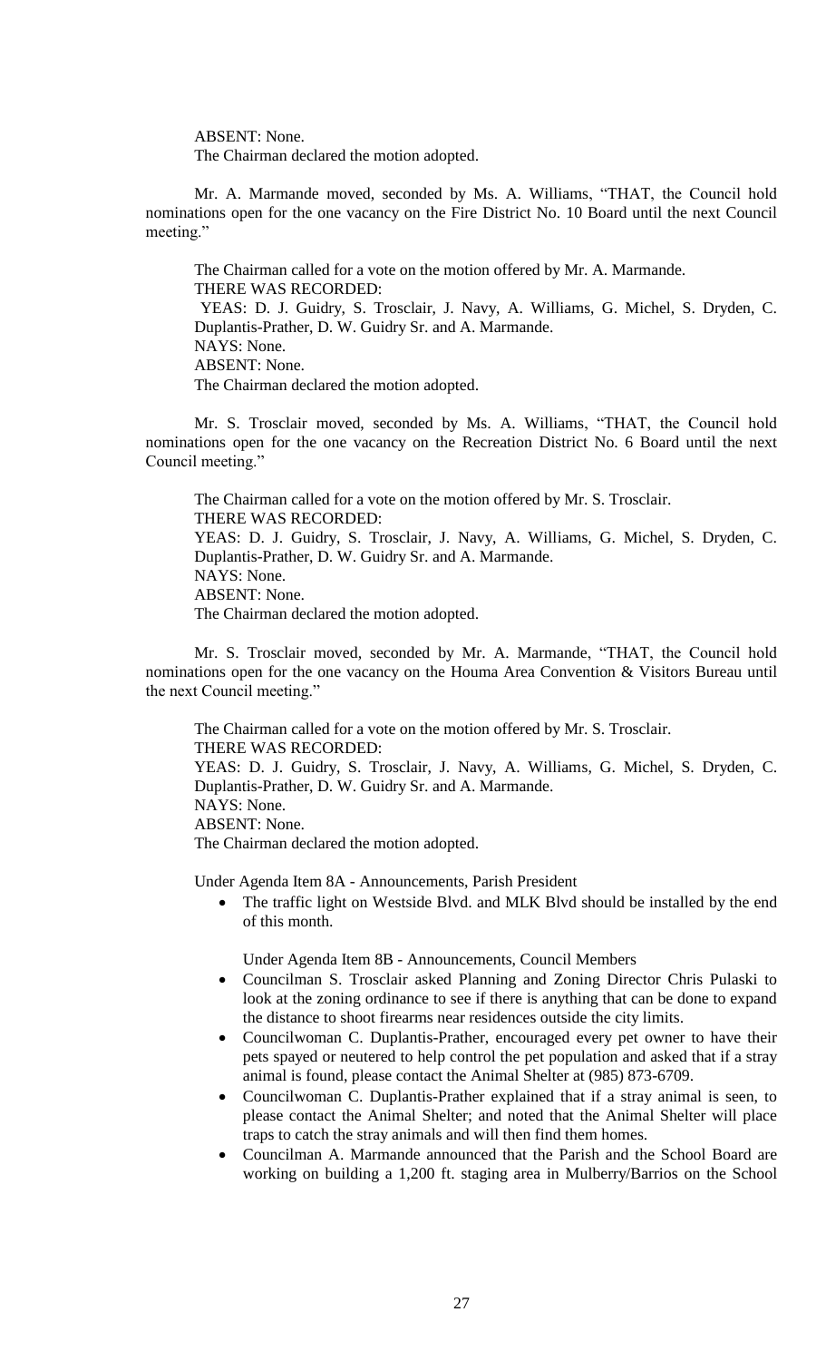ABSENT: None.
The Chairman declared the motion adopted.

Mr. A. Marmande moved, seconded by Ms. A. Williams, "THAT, the Council hold nominations open for the one vacancy on the Fire District No. 10 Board until the next Council meeting."

The Chairman called for a vote on the motion offered by Mr. A. Marmande.
THERE WAS RECORDED:
YEAS: D. J. Guidry, S. Trosclair, J. Navy, A. Williams, G. Michel, S. Dryden, C. Duplantis-Prather, D. W. Guidry Sr. and A. Marmande.
NAYS: None.
ABSENT: None.
The Chairman declared the motion adopted.

Mr. S. Trosclair moved, seconded by Ms. A. Williams, "THAT, the Council hold nominations open for the one vacancy on the Recreation District No. 6 Board until the next Council meeting."

The Chairman called for a vote on the motion offered by Mr. S. Trosclair.
THERE WAS RECORDED:
YEAS: D. J. Guidry, S. Trosclair, J. Navy, A. Williams, G. Michel, S. Dryden, C. Duplantis-Prather, D. W. Guidry Sr. and A. Marmande.
NAYS: None.
ABSENT: None.
The Chairman declared the motion adopted.

Mr. S. Trosclair moved, seconded by Mr. A. Marmande, "THAT, the Council hold nominations open for the one vacancy on the Houma Area Convention & Visitors Bureau until the next Council meeting."

The Chairman called for a vote on the motion offered by Mr. S. Trosclair.
THERE WAS RECORDED:
YEAS: D. J. Guidry, S. Trosclair, J. Navy, A. Williams, G. Michel, S. Dryden, C. Duplantis-Prather, D. W. Guidry Sr. and A. Marmande.
NAYS: None.
ABSENT: None.
The Chairman declared the motion adopted.

Under Agenda Item 8A - Announcements, Parish President

- The traffic light on Westside Blvd. and MLK Blvd should be installed by the end of this month.

Under Agenda Item 8B - Announcements, Council Members

- Councilman S. Trosclair asked Planning and Zoning Director Chris Pulaski to look at the zoning ordinance to see if there is anything that can be done to expand the distance to shoot firearms near residences outside the city limits.
- Councilwoman C. Duplantis-Prather, encouraged every pet owner to have their pets spayed or neutered to help control the pet population and asked that if a stray animal is found, please contact the Animal Shelter at (985) 873-6709.
- Councilwoman C. Duplantis-Prather explained that if a stray animal is seen, to please contact the Animal Shelter; and noted that the Animal Shelter will place traps to catch the stray animals and will then find them homes.
- Councilman A. Marmande announced that the Parish and the School Board are working on building a 1,200 ft. staging area in Mulberry/Barrios on the School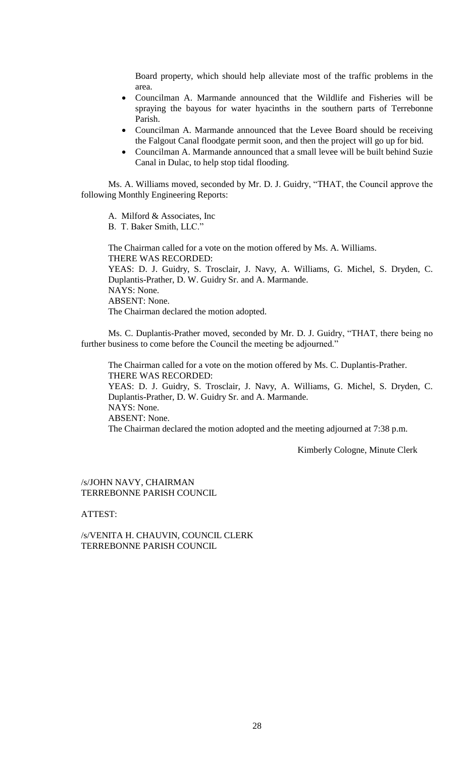Board property, which should help alleviate most of the traffic problems in the area.

- Councilman A. Marmande announced that the Wildlife and Fisheries will be spraying the bayous for water hyacinths in the southern parts of Terrebonne Parish.
- Councilman A. Marmande announced that the Levee Board should be receiving the Falgout Canal floodgate permit soon, and then the project will go up for bid.
- Councilman A. Marmande announced that a small levee will be built behind Suzie Canal in Dulac, to help stop tidal flooding.

Ms. A. Williams moved, seconded by Mr. D. J. Guidry, "THAT, the Council approve the following Monthly Engineering Reports:

A. Milford & Associates, Inc
B. T. Baker Smith, LLC."

The Chairman called for a vote on the motion offered by Ms. A. Williams.
THERE WAS RECORDED:
YEAS: D. J. Guidry, S. Trosclair, J. Navy, A. Williams, G. Michel, S. Dryden, C. Duplantis-Prather, D. W. Guidry Sr. and A. Marmande.
NAYS: None.
ABSENT: None.
The Chairman declared the motion adopted.

Ms. C. Duplantis-Prather moved, seconded by Mr. D. J. Guidry, "THAT, there being no further business to come before the Council the meeting be adjourned."

The Chairman called for a vote on the motion offered by Ms. C. Duplantis-Prather.
THERE WAS RECORDED:
YEAS: D. J. Guidry, S. Trosclair, J. Navy, A. Williams, G. Michel, S. Dryden, C. Duplantis-Prather, D. W. Guidry Sr. and A. Marmande.
NAYS: None.
ABSENT: None.
The Chairman declared the motion adopted and the meeting adjourned at 7:38 p.m.

Kimberly Cologne, Minute Clerk

/s/JOHN NAVY, CHAIRMAN
TERREBONNE PARISH COUNCIL

ATTEST:

/s/VENITA H. CHAUVIN, COUNCIL CLERK
TERREBONNE PARISH COUNCIL